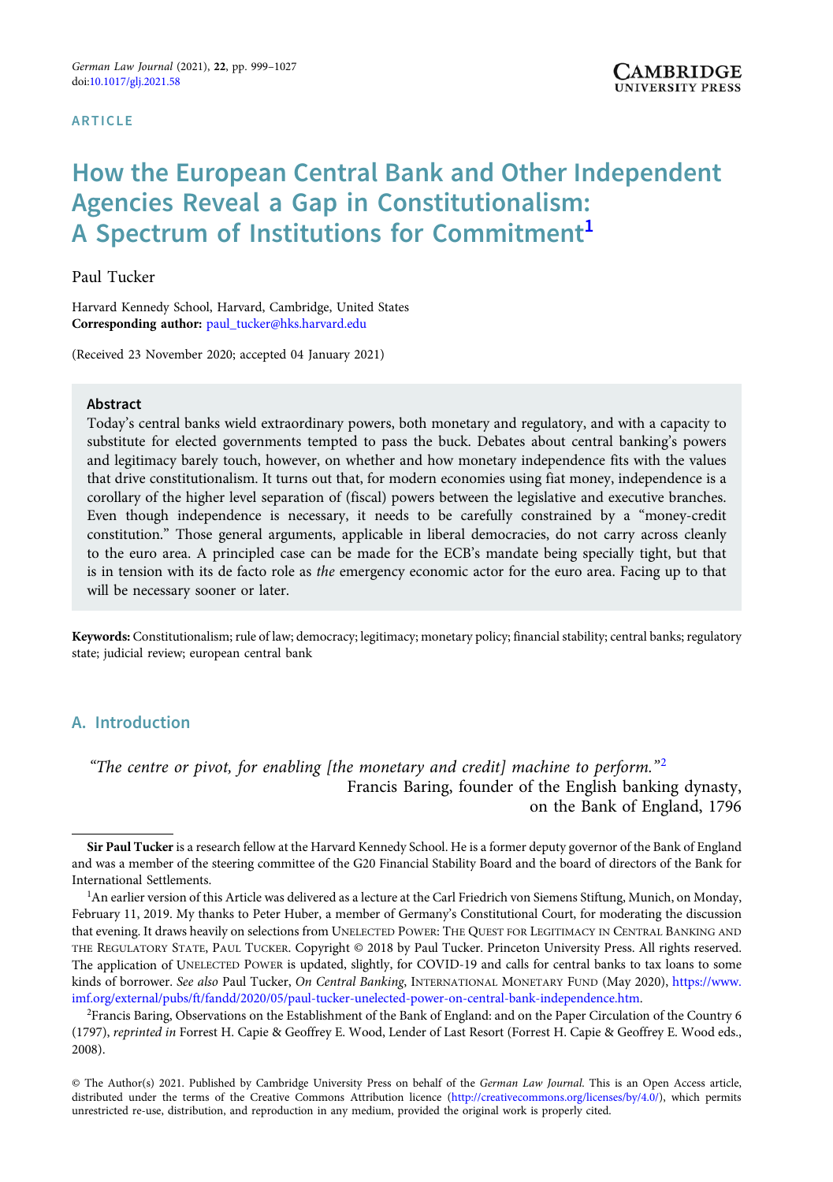ARTICLE

# How the European Central Bank and Other Independent Agencies Reveal a Gap in Constitutionalism: A Spectrum of Institutions for Commitment[1]

Paul Tucker

Harvard Kennedy School, Harvard, Cambridge, United States
**Corresponding author:** paul_tucker@hks.harvard.edu

(Received 23 November 2020; accepted 04 January 2021)

### Abstract

Today's central banks wield extraordinary powers, both monetary and regulatory, and with a capacity to substitute for elected governments tempted to pass the buck. Debates about central banking's powers and legitimacy barely touch, however, on whether and how monetary independence fits with the values that drive constitutionalism. It turns out that, for modern economies using fiat money, independence is a corollary of the higher level separation of (fiscal) powers between the legislative and executive branches. Even though independence is necessary, it needs to be carefully constrained by a "money-credit constitution." Those general arguments, applicable in liberal democracies, do not carry across cleanly to the euro area. A principled case can be made for the ECB's mandate being specially tight, but that is in tension with its de facto role as *the* emergency economic actor for the euro area. Facing up to that will be necessary sooner or later.

**Keywords:** Constitutionalism; rule of law; democracy; legitimacy; monetary policy; financial stability; central banks; regulatory state; judicial review; european central bank

## A. Introduction

> *"The centre or pivot, for enabling [the monetary and credit] machine to perform."*[2]
>
> Francis Baring, founder of the English banking dynasty, on the Bank of England, 1796

---

**Sir Paul Tucker** is a research fellow at the Harvard Kennedy School. He is a former deputy governor of the Bank of England and was a member of the steering committee of the G20 Financial Stability Board and the board of directors of the Bank for International Settlements.

[1]An earlier version of this Article was delivered as a lecture at the Carl Friedrich von Siemens Stiftung, Munich, on Monday, February 11, 2019. My thanks to Peter Huber, a member of Germany's Constitutional Court, for moderating the discussion that evening. It draws heavily on selections from UNELECTED POWER: THE QUEST FOR LEGITIMACY IN CENTRAL BANKING AND THE REGULATORY STATE, PAUL TUCKER. Copyright © 2018 by Paul Tucker. Princeton University Press. All rights reserved. The application of UNELECTED POWER is updated, slightly, for COVID-19 and calls for central banks to tax loans to some kinds of borrower. *See also* Paul Tucker, *On Central Banking*, INTERNATIONAL MONETARY FUND (May 2020), https://www.imf.org/external/pubs/ft/fandd/2020/05/paul-tucker-unelected-power-on-central-bank-independence.htm.

[2]Francis Baring, Observations on the Establishment of the Bank of England: and on the Paper Circulation of the Country 6 (1797), *reprinted in* Forrest H. Capie & Geoffrey E. Wood, Lender of Last Resort (Forrest H. Capie & Geoffrey E. Wood eds., 2008).

© The Author(s) 2021. Published by Cambridge University Press on behalf of the *German Law Journal*. This is an Open Access article, distributed under the terms of the Creative Commons Attribution licence (http://creativecommons.org/licenses/by/4.0/), which permits unrestricted re-use, distribution, and reproduction in any medium, provided the original work is properly cited.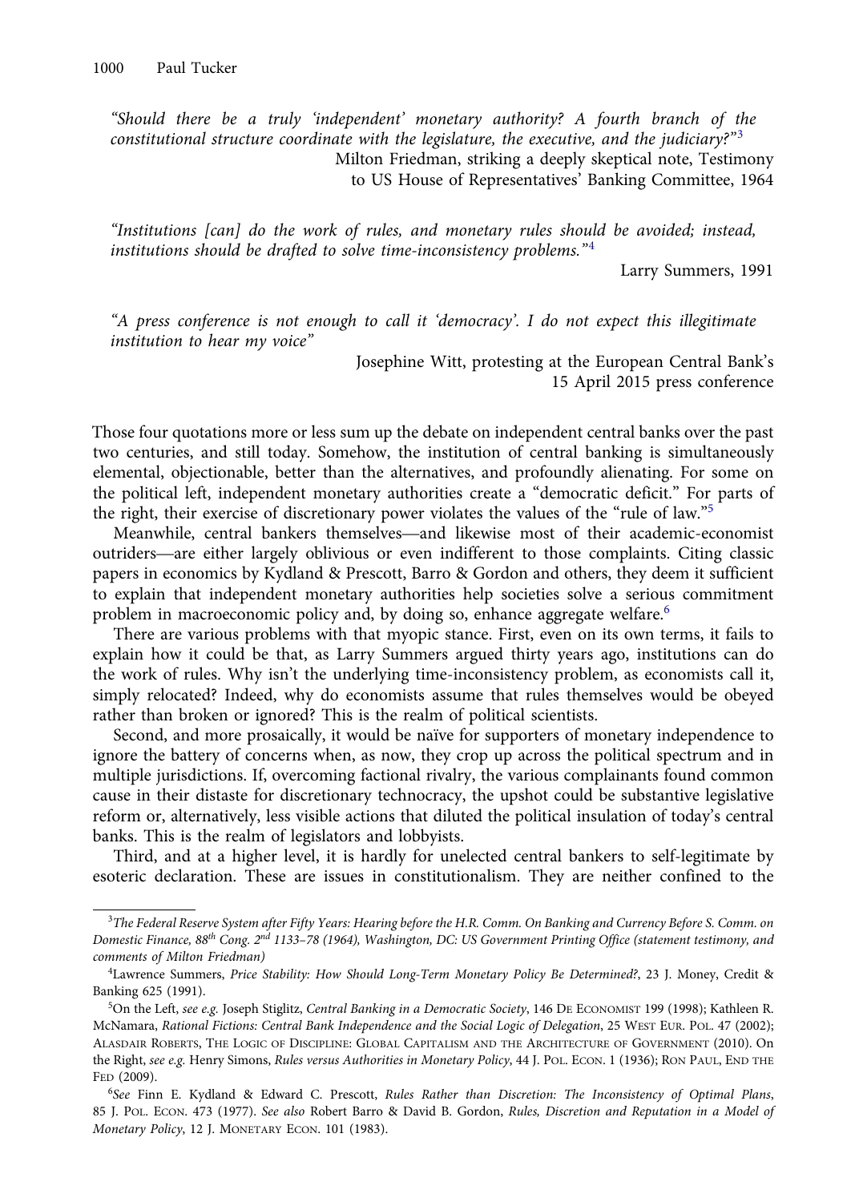*"Should there be a truly 'independent' monetary authority? A fourth branch of the constitutional structure coordinate with the legislature, the executive, and the judiciary?"*[3]

Milton Friedman, striking a deeply skeptical note, Testimony to US House of Representatives' Banking Committee, 1964

*"Institutions [can] do the work of rules, and monetary rules should be avoided; instead, institutions should be drafted to solve time-inconsistency problems."*[4]

Larry Summers, 1991

*"A press conference is not enough to call it 'democracy'. I do not expect this illegitimate institution to hear my voice"*

Josephine Witt, protesting at the European Central Bank's 15 April 2015 press conference

Those four quotations more or less sum up the debate on independent central banks over the past two centuries, and still today. Somehow, the institution of central banking is simultaneously elemental, objectionable, better than the alternatives, and profoundly alienating. For some on the political left, independent monetary authorities create a "democratic deficit." For parts of the right, their exercise of discretionary power violates the values of the "rule of law."[5]

Meanwhile, central bankers themselves—and likewise most of their academic-economist outriders—are either largely oblivious or even indifferent to those complaints. Citing classic papers in economics by Kydland & Prescott, Barro & Gordon and others, they deem it sufficient to explain that independent monetary authorities help societies solve a serious commitment problem in macroeconomic policy and, by doing so, enhance aggregate welfare.[6]

There are various problems with that myopic stance. First, even on its own terms, it fails to explain how it could be that, as Larry Summers argued thirty years ago, institutions can do the work of rules. Why isn't the underlying time-inconsistency problem, as economists call it, simply relocated? Indeed, why do economists assume that rules themselves would be obeyed rather than broken or ignored? This is the realm of political scientists.

Second, and more prosaically, it would be naïve for supporters of monetary independence to ignore the battery of concerns when, as now, they crop up across the political spectrum and in multiple jurisdictions. If, overcoming factional rivalry, the various complainants found common cause in their distaste for discretionary technocracy, the upshot could be substantive legislative reform or, alternatively, less visible actions that diluted the political insulation of today's central banks. This is the realm of legislators and lobbyists.

Third, and at a higher level, it is hardly for unelected central bankers to self-legitimate by esoteric declaration. These are issues in constitutionalism. They are neither confined to the

---

[3] *The Federal Reserve System after Fifty Years: Hearing before the H.R. Comm. On Banking and Currency Before S. Comm. on Domestic Finance, 88th Cong. 2nd 1133–78 (1964), Washington, DC: US Government Printing Office (statement testimony, and comments of Milton Friedman)*

[4] Lawrence Summers, *Price Stability: How Should Long-Term Monetary Policy Be Determined?*, 23 J. Money, Credit & Banking 625 (1991).

[5] On the Left, *see e.g.* Joseph Stiglitz, *Central Banking in a Democratic Society*, 146 De Economist 199 (1998); Kathleen R. McNamara, *Rational Fictions: Central Bank Independence and the Social Logic of Delegation*, 25 West Eur. Pol. 47 (2002); Alasdair Roberts, The Logic of Discipline: Global Capitalism and the Architecture of Government (2010). On the Right, *see e.g.* Henry Simons, *Rules versus Authorities in Monetary Policy*, 44 J. Pol. Econ. 1 (1936); Ron Paul, End the Fed (2009).

[6] *See* Finn E. Kydland & Edward C. Prescott, *Rules Rather than Discretion: The Inconsistency of Optimal Plans*, 85 J. Pol. Econ. 473 (1977). *See also* Robert Barro & David B. Gordon, *Rules, Discretion and Reputation in a Model of Monetary Policy*, 12 J. Monetary Econ. 101 (1983).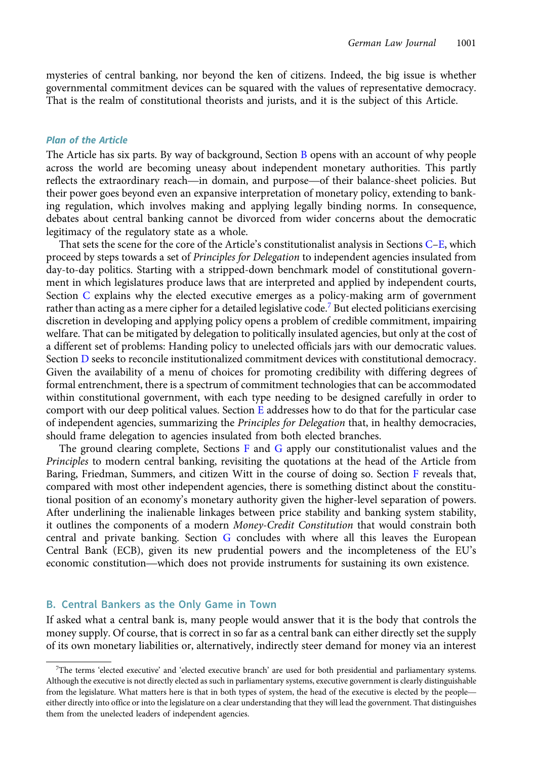mysteries of central banking, nor beyond the ken of citizens. Indeed, the big issue is whether governmental commitment devices can be squared with the values of representative democracy. That is the realm of constitutional theorists and jurists, and it is the subject of this Article.

### Plan of the Article

The Article has six parts. By way of background, Section B opens with an account of why people across the world are becoming uneasy about independent monetary authorities. This partly reflects the extraordinary reach—in domain, and purpose—of their balance-sheet policies. But their power goes beyond even an expansive interpretation of monetary policy, extending to banking regulation, which involves making and applying legally binding norms. In consequence, debates about central banking cannot be divorced from wider concerns about the democratic legitimacy of the regulatory state as a whole.

That sets the scene for the core of the Article's constitutionalist analysis in Sections C–E, which proceed by steps towards a set of *Principles for Delegation* to independent agencies insulated from day-to-day politics. Starting with a stripped-down benchmark model of constitutional government in which legislatures produce laws that are interpreted and applied by independent courts, Section C explains why the elected executive emerges as a policy-making arm of government rather than acting as a mere cipher for a detailed legislative code.[7] But elected politicians exercising discretion in developing and applying policy opens a problem of credible commitment, impairing welfare. That can be mitigated by delegation to politically insulated agencies, but only at the cost of a different set of problems: Handing policy to unelected officials jars with our democratic values. Section D seeks to reconcile institutionalized commitment devices with constitutional democracy. Given the availability of a menu of choices for promoting credibility with differing degrees of formal entrenchment, there is a spectrum of commitment technologies that can be accommodated within constitutional government, with each type needing to be designed carefully in order to comport with our deep political values. Section E addresses how to do that for the particular case of independent agencies, summarizing the *Principles for Delegation* that, in healthy democracies, should frame delegation to agencies insulated from both elected branches.

The ground clearing complete, Sections F and G apply our constitutionalist values and the *Principles* to modern central banking, revisiting the quotations at the head of the Article from Baring, Friedman, Summers, and citizen Witt in the course of doing so. Section F reveals that, compared with most other independent agencies, there is something distinct about the constitutional position of an economy's monetary authority given the higher-level separation of powers. After underlining the inalienable linkages between price stability and banking system stability, it outlines the components of a modern *Money-Credit Constitution* that would constrain both central and private banking. Section G concludes with where all this leaves the European Central Bank (ECB), given its new prudential powers and the incompleteness of the EU's economic constitution—which does not provide instruments for sustaining its own existence.

## B. Central Bankers as the Only Game in Town

If asked what a central bank is, many people would answer that it is the body that controls the money supply. Of course, that is correct in so far as a central bank can either directly set the supply of its own monetary liabilities or, alternatively, indirectly steer demand for money via an interest

[7]The terms 'elected executive' and 'elected executive branch' are used for both presidential and parliamentary systems. Although the executive is not directly elected as such in parliamentary systems, executive government is clearly distinguishable from the legislature. What matters here is that in both types of system, the head of the executive is elected by the people—either directly into office or into the legislature on a clear understanding that they will lead the government. That distinguishes them from the unelected leaders of independent agencies.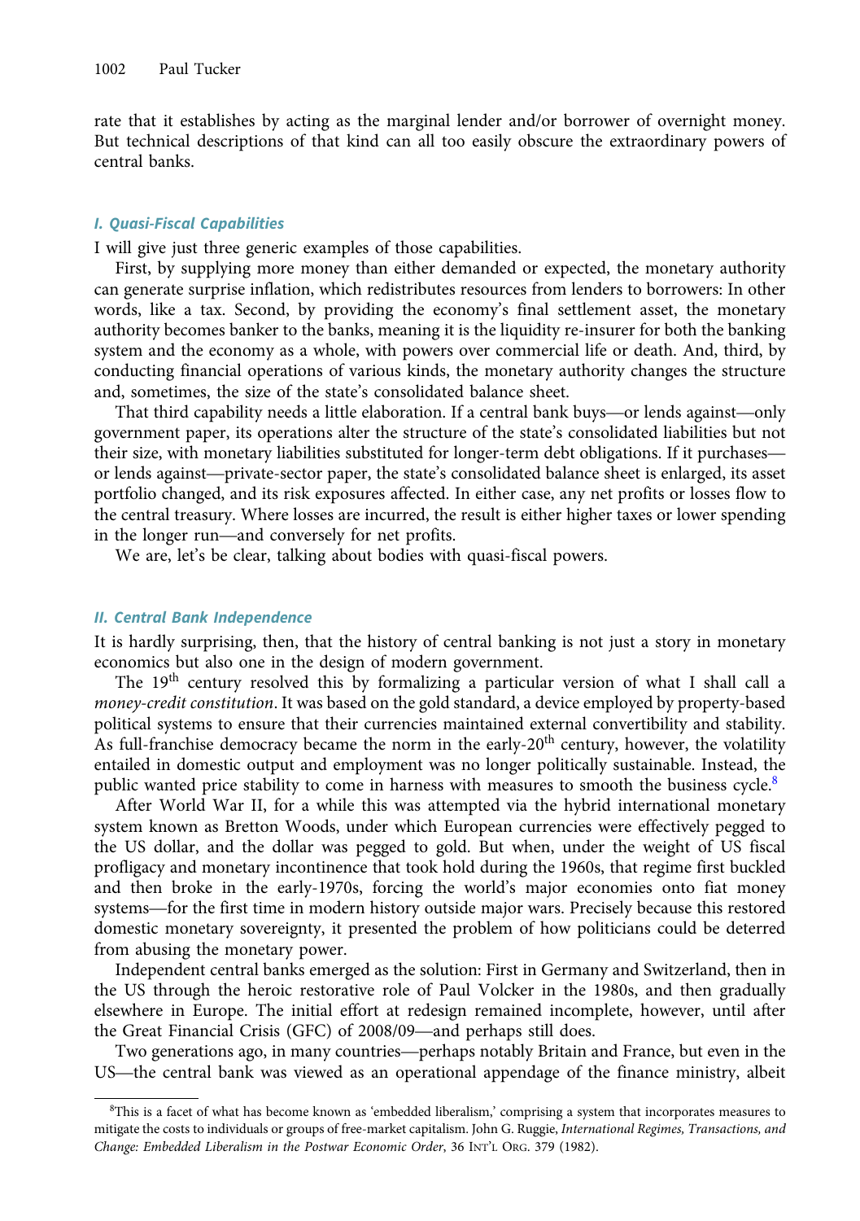rate that it establishes by acting as the marginal lender and/or borrower of overnight money. But technical descriptions of that kind can all too easily obscure the extraordinary powers of central banks.

### *I. Quasi-Fiscal Capabilities*

I will give just three generic examples of those capabilities.

First, by supplying more money than either demanded or expected, the monetary authority can generate surprise inflation, which redistributes resources from lenders to borrowers: In other words, like a tax. Second, by providing the economy's final settlement asset, the monetary authority becomes banker to the banks, meaning it is the liquidity re-insurer for both the banking system and the economy as a whole, with powers over commercial life or death. And, third, by conducting financial operations of various kinds, the monetary authority changes the structure and, sometimes, the size of the state's consolidated balance sheet.

That third capability needs a little elaboration. If a central bank buys—or lends against—only government paper, its operations alter the structure of the state's consolidated liabilities but not their size, with monetary liabilities substituted for longer-term debt obligations. If it purchases—or lends against—private-sector paper, the state's consolidated balance sheet is enlarged, its asset portfolio changed, and its risk exposures affected. In either case, any net profits or losses flow to the central treasury. Where losses are incurred, the result is either higher taxes or lower spending in the longer run—and conversely for net profits.

We are, let's be clear, talking about bodies with quasi-fiscal powers.

### *II. Central Bank Independence*

It is hardly surprising, then, that the history of central banking is not just a story in monetary economics but also one in the design of modern government.

The 19th century resolved this by formalizing a particular version of what I shall call a *money-credit constitution*. It was based on the gold standard, a device employed by property-based political systems to ensure that their currencies maintained external convertibility and stability. As full-franchise democracy became the norm in the early-20th century, however, the volatility entailed in domestic output and employment was no longer politically sustainable. Instead, the public wanted price stability to come in harness with measures to smooth the business cycle.[8]

After World War II, for a while this was attempted via the hybrid international monetary system known as Bretton Woods, under which European currencies were effectively pegged to the US dollar, and the dollar was pegged to gold. But when, under the weight of US fiscal profligacy and monetary incontinence that took hold during the 1960s, that regime first buckled and then broke in the early-1970s, forcing the world's major economies onto fiat money systems—for the first time in modern history outside major wars. Precisely because this restored domestic monetary sovereignty, it presented the problem of how politicians could be deterred from abusing the monetary power.

Independent central banks emerged as the solution: First in Germany and Switzerland, then in the US through the heroic restorative role of Paul Volcker in the 1980s, and then gradually elsewhere in Europe. The initial effort at redesign remained incomplete, however, until after the Great Financial Crisis (GFC) of 2008/09—and perhaps still does.

Two generations ago, in many countries—perhaps notably Britain and France, but even in the US—the central bank was viewed as an operational appendage of the finance ministry, albeit

[8] This is a facet of what has become known as 'embedded liberalism,' comprising a system that incorporates measures to mitigate the costs to individuals or groups of free-market capitalism. John G. Ruggie, *International Regimes, Transactions, and Change: Embedded Liberalism in the Postwar Economic Order*, 36 INT'L ORG. 379 (1982).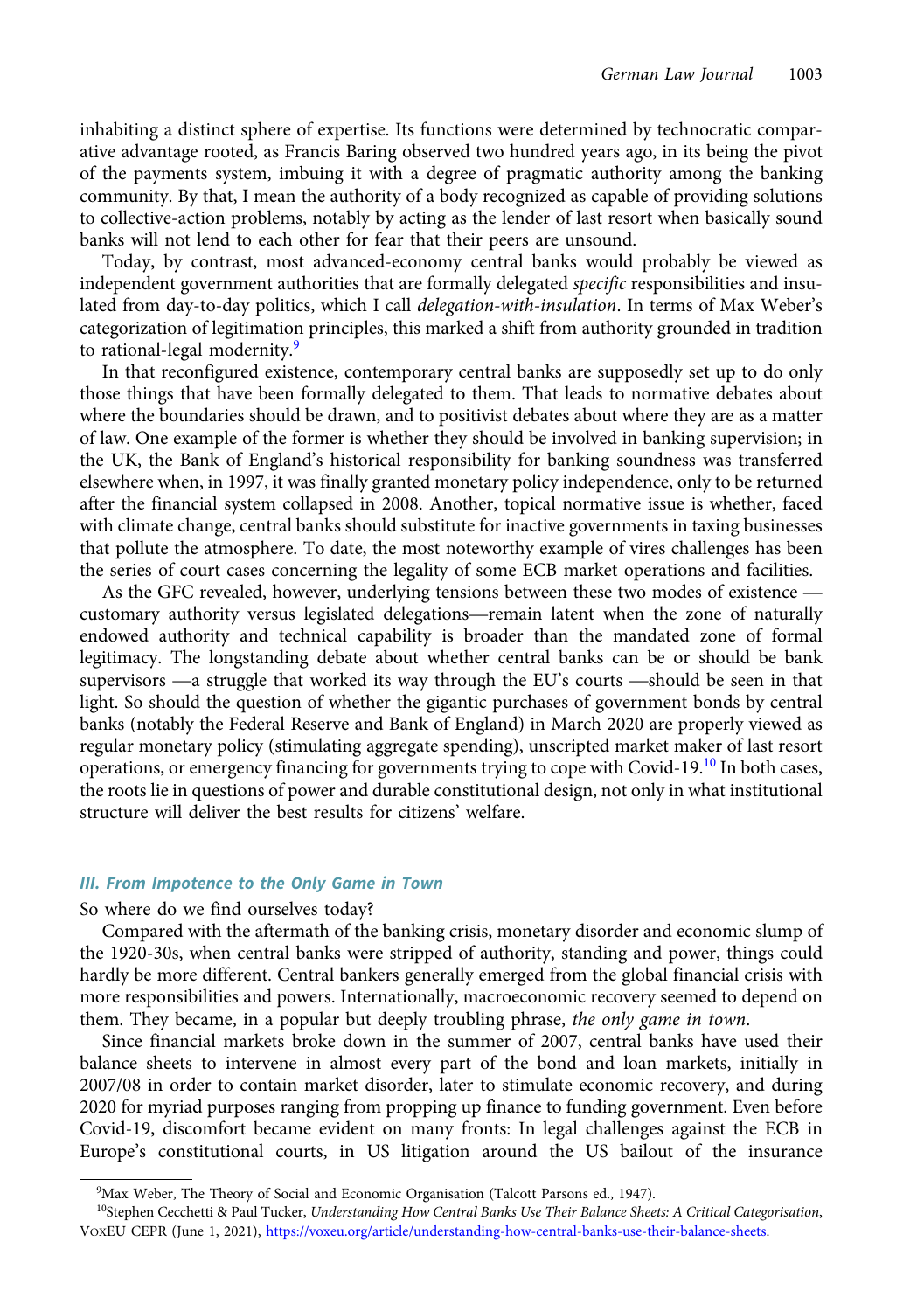inhabiting a distinct sphere of expertise. Its functions were determined by technocratic comparative advantage rooted, as Francis Baring observed two hundred years ago, in its being the pivot of the payments system, imbuing it with a degree of pragmatic authority among the banking community. By that, I mean the authority of a body recognized as capable of providing solutions to collective-action problems, notably by acting as the lender of last resort when basically sound banks will not lend to each other for fear that their peers are unsound.

Today, by contrast, most advanced-economy central banks would probably be viewed as independent government authorities that are formally delegated *specific* responsibilities and insulated from day-to-day politics, which I call *delegation-with-insulation*. In terms of Max Weber's categorization of legitimation principles, this marked a shift from authority grounded in tradition to rational-legal modernity.[9]

In that reconfigured existence, contemporary central banks are supposedly set up to do only those things that have been formally delegated to them. That leads to normative debates about where the boundaries should be drawn, and to positivist debates about where they are as a matter of law. One example of the former is whether they should be involved in banking supervision; in the UK, the Bank of England's historical responsibility for banking soundness was transferred elsewhere when, in 1997, it was finally granted monetary policy independence, only to be returned after the financial system collapsed in 2008. Another, topical normative issue is whether, faced with climate change, central banks should substitute for inactive governments in taxing businesses that pollute the atmosphere. To date, the most noteworthy example of vires challenges has been the series of court cases concerning the legality of some ECB market operations and facilities.

As the GFC revealed, however, underlying tensions between these two modes of existence — customary authority versus legislated delegations—remain latent when the zone of naturally endowed authority and technical capability is broader than the mandated zone of formal legitimacy. The longstanding debate about whether central banks can be or should be bank supervisors —a struggle that worked its way through the EU's courts —should be seen in that light. So should the question of whether the gigantic purchases of government bonds by central banks (notably the Federal Reserve and Bank of England) in March 2020 are properly viewed as regular monetary policy (stimulating aggregate spending), unscripted market maker of last resort operations, or emergency financing for governments trying to cope with Covid-19.[10] In both cases, the roots lie in questions of power and durable constitutional design, not only in what institutional structure will deliver the best results for citizens' welfare.

### III. From Impotence to the Only Game in Town

So where do we find ourselves today?

Compared with the aftermath of the banking crisis, monetary disorder and economic slump of the 1920-30s, when central banks were stripped of authority, standing and power, things could hardly be more different. Central bankers generally emerged from the global financial crisis with more responsibilities and powers. Internationally, macroeconomic recovery seemed to depend on them. They became, in a popular but deeply troubling phrase, *the only game in town*.

Since financial markets broke down in the summer of 2007, central banks have used their balance sheets to intervene in almost every part of the bond and loan markets, initially in 2007/08 in order to contain market disorder, later to stimulate economic recovery, and during 2020 for myriad purposes ranging from propping up finance to funding government. Even before Covid-19, discomfort became evident on many fronts: In legal challenges against the ECB in Europe's constitutional courts, in US litigation around the US bailout of the insurance

---

[9] Max Weber, The Theory of Social and Economic Organisation (Talcott Parsons ed., 1947).

[10] Stephen Cecchetti & Paul Tucker, *Understanding How Central Banks Use Their Balance Sheets: A Critical Categorisation*, VoxEU CEPR (June 1, 2021), https://voxeu.org/article/understanding-how-central-banks-use-their-balance-sheets.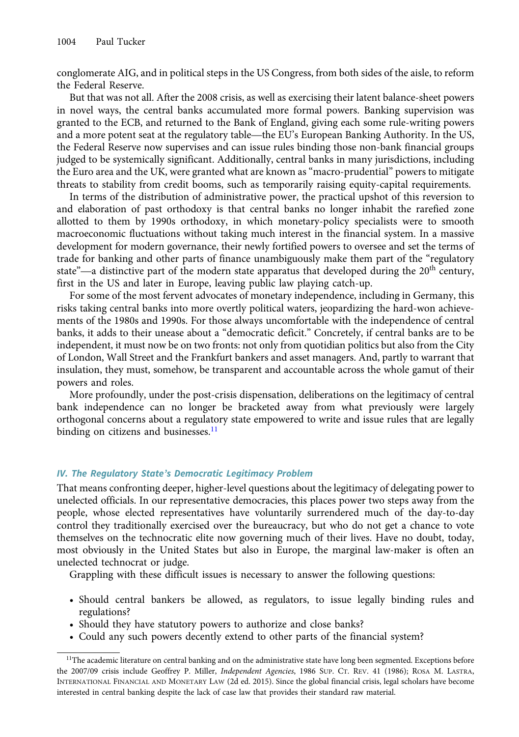conglomerate AIG, and in political steps in the US Congress, from both sides of the aisle, to reform the Federal Reserve.

But that was not all. After the 2008 crisis, as well as exercising their latent balance-sheet powers in novel ways, the central banks accumulated more formal powers. Banking supervision was granted to the ECB, and returned to the Bank of England, giving each some rule-writing powers and a more potent seat at the regulatory table—the EU's European Banking Authority. In the US, the Federal Reserve now supervises and can issue rules binding those non-bank financial groups judged to be systemically significant. Additionally, central banks in many jurisdictions, including the Euro area and the UK, were granted what are known as "macro-prudential" powers to mitigate threats to stability from credit booms, such as temporarily raising equity-capital requirements.

In terms of the distribution of administrative power, the practical upshot of this reversion to and elaboration of past orthodoxy is that central banks no longer inhabit the rarefied zone allotted to them by 1990s orthodoxy, in which monetary-policy specialists were to smooth macroeconomic fluctuations without taking much interest in the financial system. In a massive development for modern governance, their newly fortified powers to oversee and set the terms of trade for banking and other parts of finance unambiguously make them part of the "regulatory state"—a distinctive part of the modern state apparatus that developed during the 20th century, first in the US and later in Europe, leaving public law playing catch-up.

For some of the most fervent advocates of monetary independence, including in Germany, this risks taking central banks into more overtly political waters, jeopardizing the hard-won achievements of the 1980s and 1990s. For those always uncomfortable with the independence of central banks, it adds to their unease about a "democratic deficit." Concretely, if central banks are to be independent, it must now be on two fronts: not only from quotidian politics but also from the City of London, Wall Street and the Frankfurt bankers and asset managers. And, partly to warrant that insulation, they must, somehow, be transparent and accountable across the whole gamut of their powers and roles.

More profoundly, under the post-crisis dispensation, deliberations on the legitimacy of central bank independence can no longer be bracketed away from what previously were largely orthogonal concerns about a regulatory state empowered to write and issue rules that are legally binding on citizens and businesses.[11]

### *IV. The Regulatory State's Democratic Legitimacy Problem*

That means confronting deeper, higher-level questions about the legitimacy of delegating power to unelected officials. In our representative democracies, this places power two steps away from the people, whose elected representatives have voluntarily surrendered much of the day-to-day control they traditionally exercised over the bureaucracy, but who do not get a chance to vote themselves on the technocratic elite now governing much of their lives. Have no doubt, today, most obviously in the United States but also in Europe, the marginal law-maker is often an unelected technocrat or judge.

Grappling with these difficult issues is necessary to answer the following questions:

- Should central bankers be allowed, as regulators, to issue legally binding rules and regulations?
- Should they have statutory powers to authorize and close banks?
- Could any such powers decently extend to other parts of the financial system?

[11]The academic literature on central banking and on the administrative state have long been segmented. Exceptions before the 2007/09 crisis include Geoffrey P. Miller, *Independent Agencies*, 1986 SUP. CT. REV. 41 (1986); ROSA M. LASTRA, INTERNATIONAL FINANCIAL AND MONETARY LAW (2d ed. 2015). Since the global financial crisis, legal scholars have become interested in central banking despite the lack of case law that provides their standard raw material.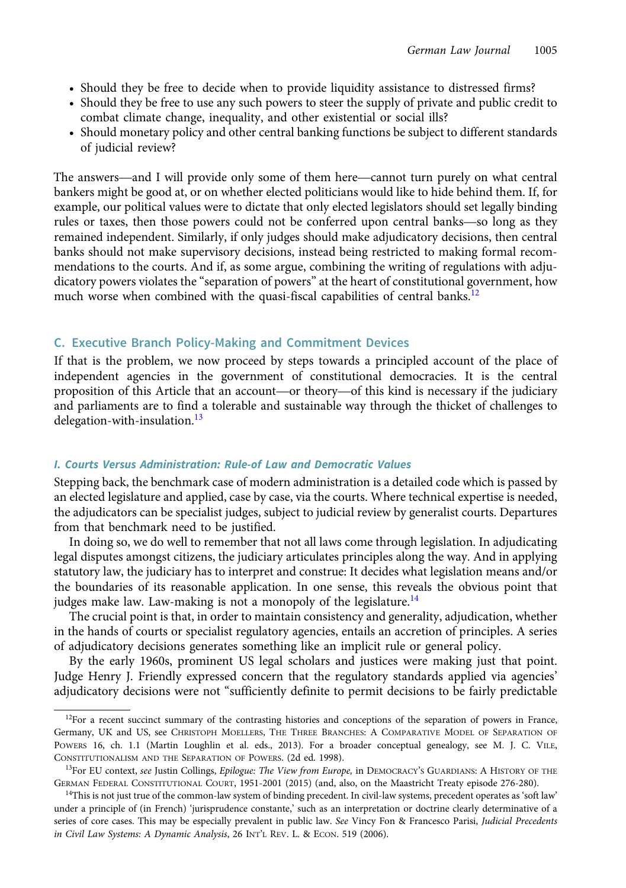- Should they be free to decide when to provide liquidity assistance to distressed firms?
- Should they be free to use any such powers to steer the supply of private and public credit to combat climate change, inequality, and other existential or social ills?
- Should monetary policy and other central banking functions be subject to different standards of judicial review?

The answers—and I will provide only some of them here—cannot turn purely on what central bankers might be good at, or on whether elected politicians would like to hide behind them. If, for example, our political values were to dictate that only elected legislators should set legally binding rules or taxes, then those powers could not be conferred upon central banks—so long as they remained independent. Similarly, if only judges should make adjudicatory decisions, then central banks should not make supervisory decisions, instead being restricted to making formal recommendations to the courts. And if, as some argue, combining the writing of regulations with adjudicatory powers violates the "separation of powers" at the heart of constitutional government, how much worse when combined with the quasi-fiscal capabilities of central banks.[12]

## C. Executive Branch Policy-Making and Commitment Devices

If that is the problem, we now proceed by steps towards a principled account of the place of independent agencies in the government of constitutional democracies. It is the central proposition of this Article that an account—or theory—of this kind is necessary if the judiciary and parliaments are to find a tolerable and sustainable way through the thicket of challenges to delegation-with-insulation.[13]

### *I. Courts Versus Administration: Rule-of Law and Democratic Values*

Stepping back, the benchmark case of modern administration is a detailed code which is passed by an elected legislature and applied, case by case, via the courts. Where technical expertise is needed, the adjudicators can be specialist judges, subject to judicial review by generalist courts. Departures from that benchmark need to be justified.

In doing so, we do well to remember that not all laws come through legislation. In adjudicating legal disputes amongst citizens, the judiciary articulates principles along the way. And in applying statutory law, the judiciary has to interpret and construe: It decides what legislation means and/or the boundaries of its reasonable application. In one sense, this reveals the obvious point that judges make law. Law-making is not a monopoly of the legislature.[14]

The crucial point is that, in order to maintain consistency and generality, adjudication, whether in the hands of courts or specialist regulatory agencies, entails an accretion of principles. A series of adjudicatory decisions generates something like an implicit rule or general policy.

By the early 1960s, prominent US legal scholars and justices were making just that point. Judge Henry J. Friendly expressed concern that the regulatory standards applied via agencies' adjudicatory decisions were not "sufficiently definite to permit decisions to be fairly predictable

---

[12]For a recent succinct summary of the contrasting histories and conceptions of the separation of powers in France, Germany, UK and US, see Christoph Moellers, The Three Branches: A Comparative Model of Separation of Powers 16, ch. 1.1 (Martin Loughlin et al. eds., 2013). For a broader conceptual genealogy, see M. J. C. Vile, Constitutionalism and the Separation of Powers. (2d ed. 1998).

[13]For EU context, *see* Justin Collings, *Epilogue: The View from Europe,* in Democracy's Guardians: A History of the German Federal Constitutional Court, 1951-2001 (2015) (and, also, on the Maastricht Treaty episode 276-280).

[14]This is not just true of the common-law system of binding precedent. In civil-law systems, precedent operates as 'soft law' under a principle of (in French) 'jurisprudence constante,' such as an interpretation or doctrine clearly determinative of a series of core cases. This may be especially prevalent in public law. *See* Vincy Fon & Francesco Parisi, *Judicial Precedents in Civil Law Systems: A Dynamic Analysis*, 26 Int'l Rev. L. & Econ. 519 (2006).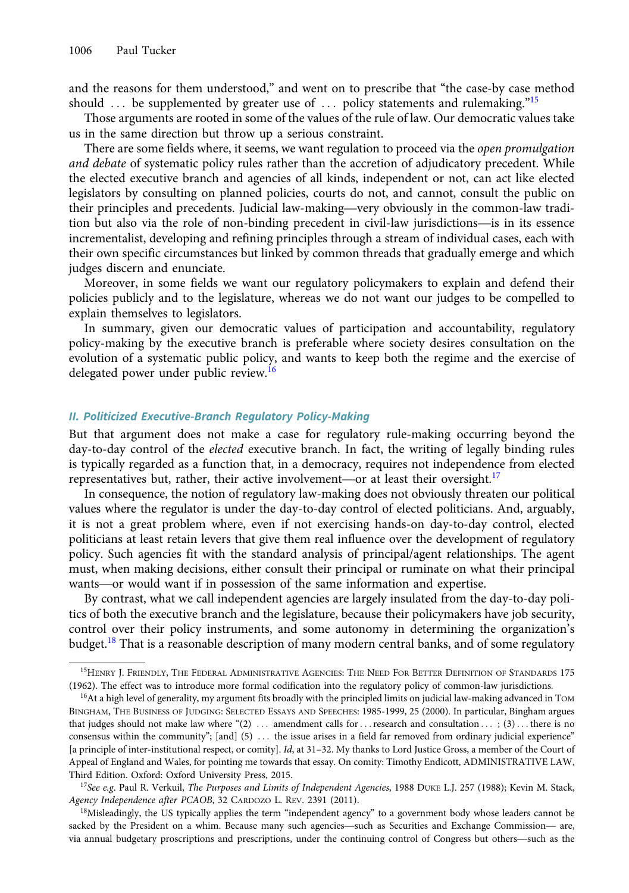and the reasons for them understood," and went on to prescribe that "the case-by case method should … be supplemented by greater use of … policy statements and rulemaking."[15]

Those arguments are rooted in some of the values of the rule of law. Our democratic values take us in the same direction but throw up a serious constraint.

There are some fields where, it seems, we want regulation to proceed via the *open promulgation and debate* of systematic policy rules rather than the accretion of adjudicatory precedent. While the elected executive branch and agencies of all kinds, independent or not, can act like elected legislators by consulting on planned policies, courts do not, and cannot, consult the public on their principles and precedents. Judicial law-making—very obviously in the common-law tradition but also via the role of non-binding precedent in civil-law jurisdictions—is in its essence incrementalist, developing and refining principles through a stream of individual cases, each with their own specific circumstances but linked by common threads that gradually emerge and which judges discern and enunciate.

Moreover, in some fields we want our regulatory policymakers to explain and defend their policies publicly and to the legislature, whereas we do not want our judges to be compelled to explain themselves to legislators.

In summary, given our democratic values of participation and accountability, regulatory policy-making by the executive branch is preferable where society desires consultation on the evolution of a systematic public policy, and wants to keep both the regime and the exercise of delegated power under public review.[16]

### II. Politicized Executive-Branch Regulatory Policy-Making

But that argument does not make a case for regulatory rule-making occurring beyond the day-to-day control of the *elected* executive branch. In fact, the writing of legally binding rules is typically regarded as a function that, in a democracy, requires not independence from elected representatives but, rather, their active involvement—or at least their oversight.[17]

In consequence, the notion of regulatory law-making does not obviously threaten our political values where the regulator is under the day-to-day control of elected politicians. And, arguably, it is not a great problem where, even if not exercising hands-on day-to-day control, elected politicians at least retain levers that give them real influence over the development of regulatory policy. Such agencies fit with the standard analysis of principal/agent relationships. The agent must, when making decisions, either consult their principal or ruminate on what their principal wants—or would want if in possession of the same information and expertise.

By contrast, what we call independent agencies are largely insulated from the day-to-day politics of both the executive branch and the legislature, because their policymakers have job security, control over their policy instruments, and some autonomy in determining the organization's budget.[18] That is a reasonable description of many modern central banks, and of some regulatory

---

[15]Henry J. Friendly, The Federal Administrative Agencies: The Need For Better Definition of Standards 175 (1962). The effect was to introduce more formal codification into the regulatory policy of common-law jurisdictions.

[16]At a high level of generality, my argument fits broadly with the principled limits on judicial law-making advanced in Tom Bingham, The Business of Judging: Selected Essays and Speeches: 1985-1999, 25 (2000). In particular, Bingham argues that judges should not make law where "(2) … amendment calls for … research and consultation … ; (3) … there is no consensus within the community"; [and] (5) … the issue arises in a field far removed from ordinary judicial experience" [a principle of inter-institutional respect, or comity]. *Id*, at 31–32. My thanks to Lord Justice Gross, a member of the Court of Appeal of England and Wales, for pointing me towards that essay. On comity: Timothy Endicott, ADMINISTRATIVE LAW, Third Edition. Oxford: Oxford University Press, 2015.

[17]*See e.g.* Paul R. Verkuil, *The Purposes and Limits of Independent Agencies*, 1988 Duke L.J. 257 (1988); Kevin M. Stack, *Agency Independence after PCAOB*, 32 Cardozo L. Rev. 2391 (2011).

[18]Misleadingly, the US typically applies the term "independent agency" to a government body whose leaders cannot be sacked by the President on a whim. Because many such agencies—such as Securities and Exchange Commission— are, via annual budgetary proscriptions and prescriptions, under the continuing control of Congress but others—such as the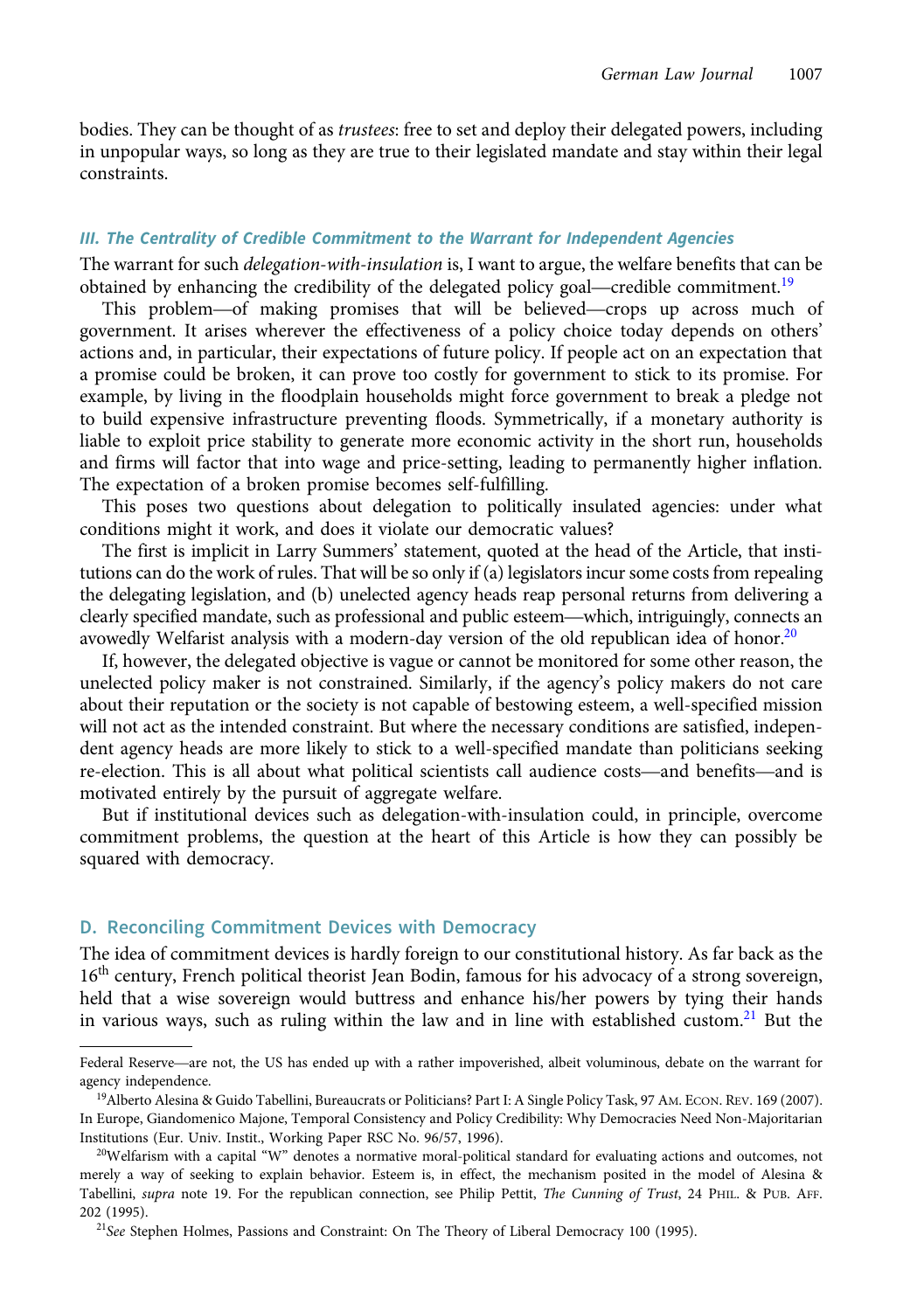bodies. They can be thought of as *trustees*: free to set and deploy their delegated powers, including in unpopular ways, so long as they are true to their legislated mandate and stay within their legal constraints.

### *III. The Centrality of Credible Commitment to the Warrant for Independent Agencies*

The warrant for such *delegation-with-insulation* is, I want to argue, the welfare benefits that can be obtained by enhancing the credibility of the delegated policy goal—credible commitment.[19]

This problem—of making promises that will be believed—crops up across much of government. It arises wherever the effectiveness of a policy choice today depends on others' actions and, in particular, their expectations of future policy. If people act on an expectation that a promise could be broken, it can prove too costly for government to stick to its promise. For example, by living in the floodplain households might force government to break a pledge not to build expensive infrastructure preventing floods. Symmetrically, if a monetary authority is liable to exploit price stability to generate more economic activity in the short run, households and firms will factor that into wage and price-setting, leading to permanently higher inflation. The expectation of a broken promise becomes self-fulfilling.

This poses two questions about delegation to politically insulated agencies: under what conditions might it work, and does it violate our democratic values?

The first is implicit in Larry Summers' statement, quoted at the head of the Article, that institutions can do the work of rules. That will be so only if (a) legislators incur some costs from repealing the delegating legislation, and (b) unelected agency heads reap personal returns from delivering a clearly specified mandate, such as professional and public esteem—which, intriguingly, connects an avowedly Welfarist analysis with a modern-day version of the old republican idea of honor.[20]

If, however, the delegated objective is vague or cannot be monitored for some other reason, the unelected policy maker is not constrained. Similarly, if the agency's policy makers do not care about their reputation or the society is not capable of bestowing esteem, a well-specified mission will not act as the intended constraint. But where the necessary conditions are satisfied, independent agency heads are more likely to stick to a well-specified mandate than politicians seeking re-election. This is all about what political scientists call audience costs—and benefits—and is motivated entirely by the pursuit of aggregate welfare.

But if institutional devices such as delegation-with-insulation could, in principle, overcome commitment problems, the question at the heart of this Article is how they can possibly be squared with democracy.

## D. Reconciling Commitment Devices with Democracy

The idea of commitment devices is hardly foreign to our constitutional history. As far back as the 16th century, French political theorist Jean Bodin, famous for his advocacy of a strong sovereign, held that a wise sovereign would buttress and enhance his/her powers by tying their hands in various ways, such as ruling within the law and in line with established custom.[21] But the

---

Federal Reserve—are not, the US has ended up with a rather impoverished, albeit voluminous, debate on the warrant for agency independence.

[19] Alberto Alesina & Guido Tabellini, Bureaucrats or Politicians? Part I: A Single Policy Task, 97 AM. ECON. REV. 169 (2007). In Europe, Giandomenico Majone, Temporal Consistency and Policy Credibility: Why Democracies Need Non-Majoritarian Institutions (Eur. Univ. Instit., Working Paper RSC No. 96/57, 1996).

[20] Welfarism with a capital "W" denotes a normative moral-political standard for evaluating actions and outcomes, not merely a way of seeking to explain behavior. Esteem is, in effect, the mechanism posited in the model of Alesina & Tabellini, *supra* note 19. For the republican connection, see Philip Pettit, *The Cunning of Trust*, 24 PHIL. & PUB. AFF. 202 (1995).

[21] *See* Stephen Holmes, Passions and Constraint: On The Theory of Liberal Democracy 100 (1995).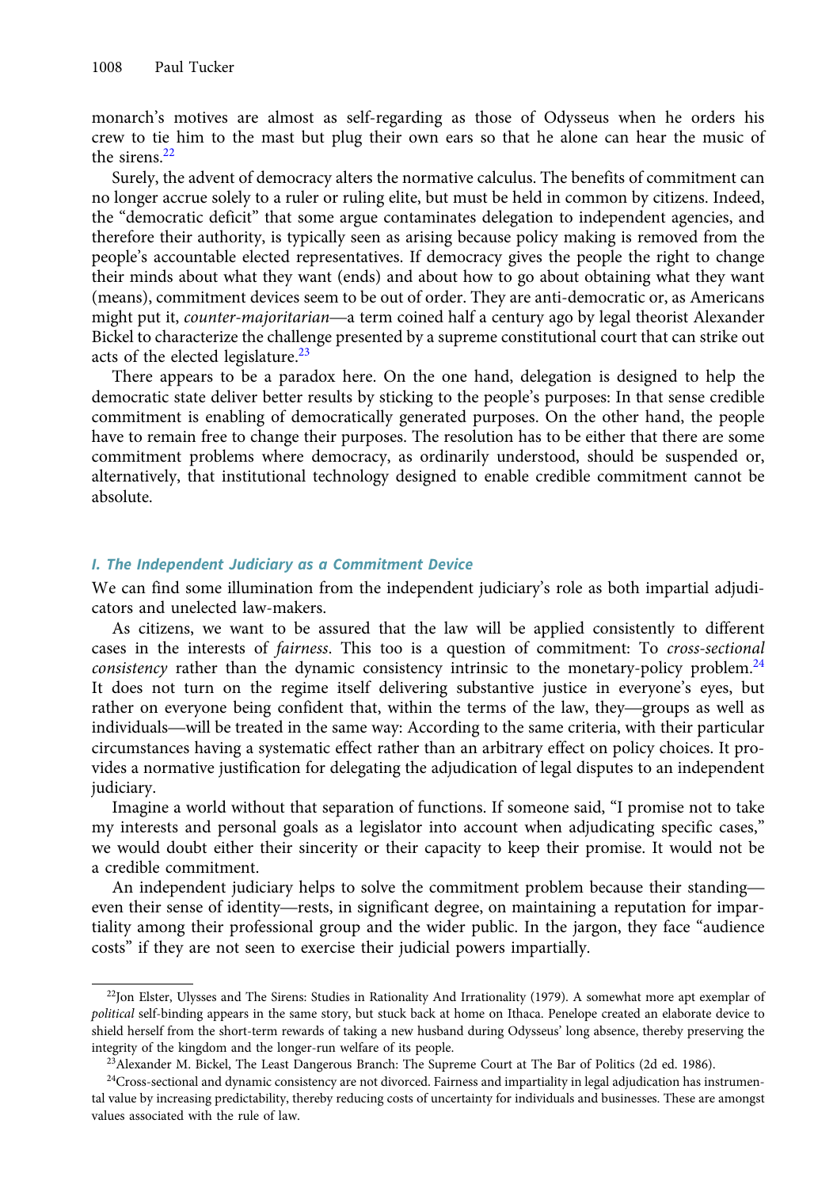monarch's motives are almost as self-regarding as those of Odysseus when he orders his crew to tie him to the mast but plug their own ears so that he alone can hear the music of the sirens.[22]

Surely, the advent of democracy alters the normative calculus. The benefits of commitment can no longer accrue solely to a ruler or ruling elite, but must be held in common by citizens. Indeed, the "democratic deficit" that some argue contaminates delegation to independent agencies, and therefore their authority, is typically seen as arising because policy making is removed from the people's accountable elected representatives. If democracy gives the people the right to change their minds about what they want (ends) and about how to go about obtaining what they want (means), commitment devices seem to be out of order. They are anti-democratic or, as Americans might put it, *counter-majoritarian*—a term coined half a century ago by legal theorist Alexander Bickel to characterize the challenge presented by a supreme constitutional court that can strike out acts of the elected legislature.[23]

There appears to be a paradox here. On the one hand, delegation is designed to help the democratic state deliver better results by sticking to the people's purposes: In that sense credible commitment is enabling of democratically generated purposes. On the other hand, the people have to remain free to change their purposes. The resolution has to be either that there are some commitment problems where democracy, as ordinarily understood, should be suspended or, alternatively, that institutional technology designed to enable credible commitment cannot be absolute.

### *I. The Independent Judiciary as a Commitment Device*

We can find some illumination from the independent judiciary's role as both impartial adjudicators and unelected law-makers.

As citizens, we want to be assured that the law will be applied consistently to different cases in the interests of *fairness*. This too is a question of commitment: To *cross-sectional consistency* rather than the dynamic consistency intrinsic to the monetary-policy problem.[24] It does not turn on the regime itself delivering substantive justice in everyone's eyes, but rather on everyone being confident that, within the terms of the law, they—groups as well as individuals—will be treated in the same way: According to the same criteria, with their particular circumstances having a systematic effect rather than an arbitrary effect on policy choices. It provides a normative justification for delegating the adjudication of legal disputes to an independent judiciary.

Imagine a world without that separation of functions. If someone said, "I promise not to take my interests and personal goals as a legislator into account when adjudicating specific cases," we would doubt either their sincerity or their capacity to keep their promise. It would not be a credible commitment.

An independent judiciary helps to solve the commitment problem because their standing—even their sense of identity—rests, in significant degree, on maintaining a reputation for impartiality among their professional group and the wider public. In the jargon, they face "audience costs" if they are not seen to exercise their judicial powers impartially.

---

[22] Jon Elster, Ulysses and The Sirens: Studies in Rationality And Irrationality (1979). A somewhat more apt exemplar of *political* self-binding appears in the same story, but stuck back at home on Ithaca. Penelope created an elaborate device to shield herself from the short-term rewards of taking a new husband during Odysseus' long absence, thereby preserving the integrity of the kingdom and the longer-run welfare of its people.

[23] Alexander M. Bickel, The Least Dangerous Branch: The Supreme Court at The Bar of Politics (2d ed. 1986).

[24] Cross-sectional and dynamic consistency are not divorced. Fairness and impartiality in legal adjudication has instrumental value by increasing predictability, thereby reducing costs of uncertainty for individuals and businesses. These are amongst values associated with the rule of law.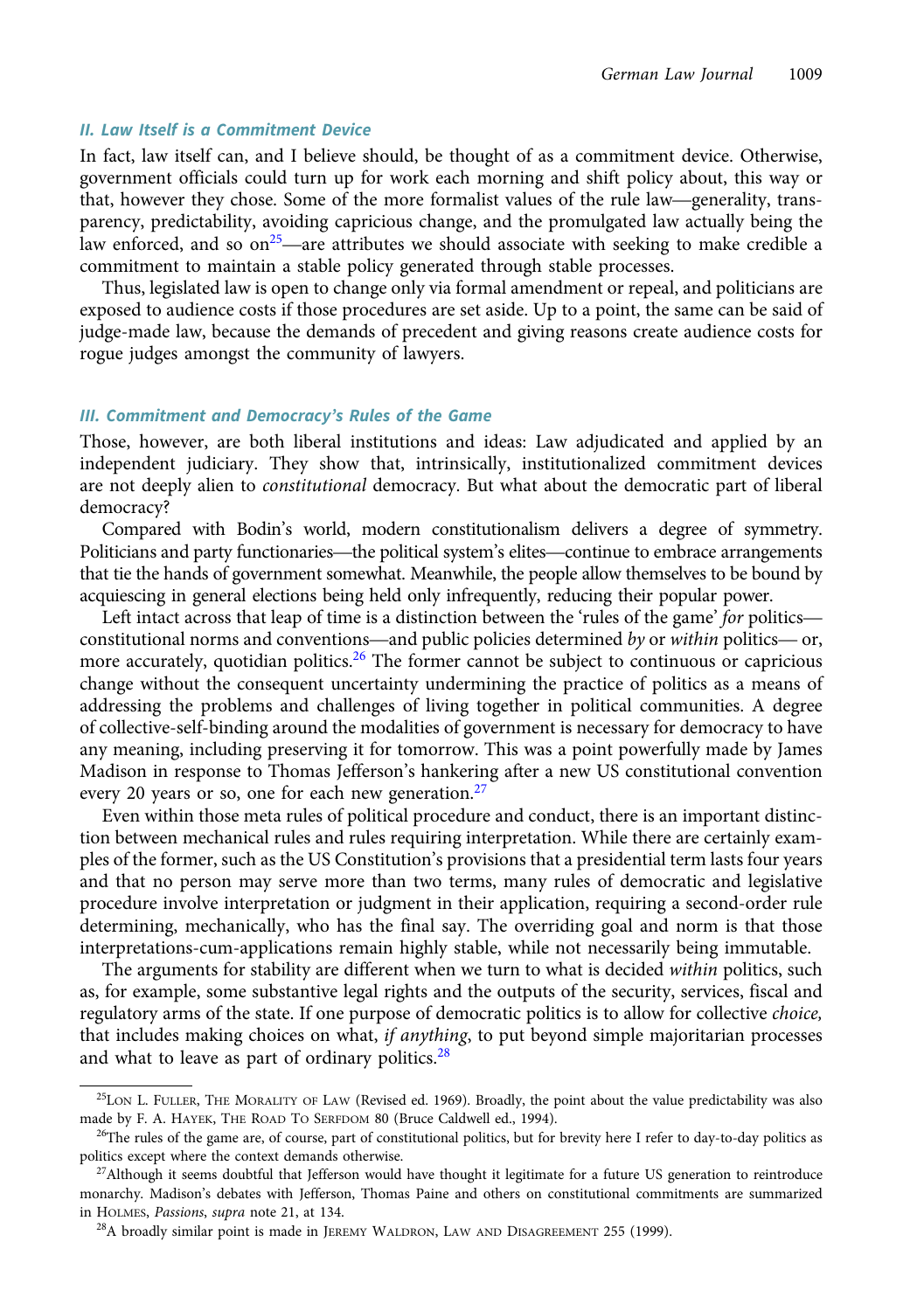### II. Law Itself is a Commitment Device

In fact, law itself can, and I believe should, be thought of as a commitment device. Otherwise, government officials could turn up for work each morning and shift policy about, this way or that, however they chose. Some of the more formalist values of the rule law—generality, transparency, predictability, avoiding capricious change, and the promulgated law actually being the law enforced, and so on[25]—are attributes we should associate with seeking to make credible a commitment to maintain a stable policy generated through stable processes.

Thus, legislated law is open to change only via formal amendment or repeal, and politicians are exposed to audience costs if those procedures are set aside. Up to a point, the same can be said of judge-made law, because the demands of precedent and giving reasons create audience costs for rogue judges amongst the community of lawyers.

### III. Commitment and Democracy's Rules of the Game

Those, however, are both liberal institutions and ideas: Law adjudicated and applied by an independent judiciary. They show that, intrinsically, institutionalized commitment devices are not deeply alien to *constitutional* democracy. But what about the democratic part of liberal democracy?

Compared with Bodin's world, modern constitutionalism delivers a degree of symmetry. Politicians and party functionaries—the political system's elites—continue to embrace arrangements that tie the hands of government somewhat. Meanwhile, the people allow themselves to be bound by acquiescing in general elections being held only infrequently, reducing their popular power.

Left intact across that leap of time is a distinction between the 'rules of the game' *for* politics—constitutional norms and conventions—and public policies determined *by* or *within* politics— or, more accurately, quotidian politics.[26] The former cannot be subject to continuous or capricious change without the consequent uncertainty undermining the practice of politics as a means of addressing the problems and challenges of living together in political communities. A degree of collective-self-binding around the modalities of government is necessary for democracy to have any meaning, including preserving it for tomorrow. This was a point powerfully made by James Madison in response to Thomas Jefferson's hankering after a new US constitutional convention every 20 years or so, one for each new generation.[27]

Even within those meta rules of political procedure and conduct, there is an important distinction between mechanical rules and rules requiring interpretation. While there are certainly examples of the former, such as the US Constitution's provisions that a presidential term lasts four years and that no person may serve more than two terms, many rules of democratic and legislative procedure involve interpretation or judgment in their application, requiring a second-order rule determining, mechanically, who has the final say. The overriding goal and norm is that those interpretations-cum-applications remain highly stable, while not necessarily being immutable.

The arguments for stability are different when we turn to what is decided *within* politics, such as, for example, some substantive legal rights and the outputs of the security, services, fiscal and regulatory arms of the state. If one purpose of democratic politics is to allow for collective *choice,* that includes making choices on what, *if anything*, to put beyond simple majoritarian processes and what to leave as part of ordinary politics.[28]

---

[25] Lon L. Fuller, The Morality of Law (Revised ed. 1969). Broadly, the point about the value predictability was also made by F. A. Hayek, The Road To Serfdom 80 (Bruce Caldwell ed., 1994).

[26] The rules of the game are, of course, part of constitutional politics, but for brevity here I refer to day-to-day politics as politics except where the context demands otherwise.

[27] Although it seems doubtful that Jefferson would have thought it legitimate for a future US generation to reintroduce monarchy. Madison's debates with Jefferson, Thomas Paine and others on constitutional commitments are summarized in Holmes, *Passions*, *supra* note 21, at 134.

[28] A broadly similar point is made in Jeremy Waldron, Law and Disagreement 255 (1999).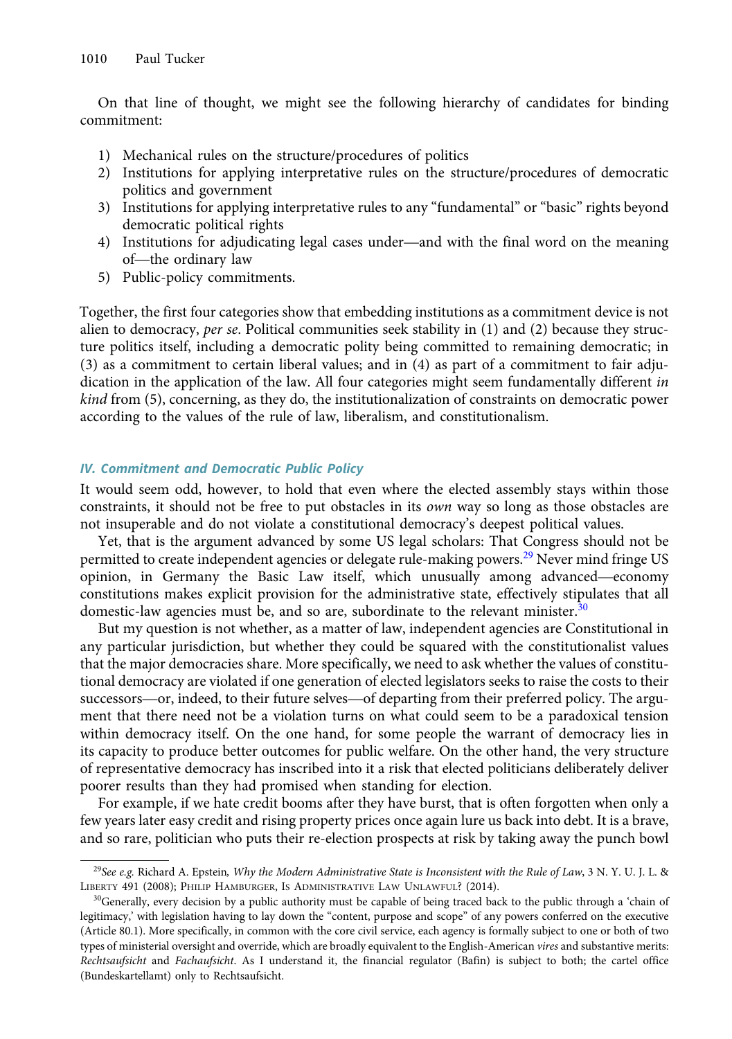On that line of thought, we might see the following hierarchy of candidates for binding commitment:

1) Mechanical rules on the structure/procedures of politics
2) Institutions for applying interpretative rules on the structure/procedures of democratic politics and government
3) Institutions for applying interpretative rules to any "fundamental" or "basic" rights beyond democratic political rights
4) Institutions for adjudicating legal cases under—and with the final word on the meaning of—the ordinary law
5) Public-policy commitments.

Together, the first four categories show that embedding institutions as a commitment device is not alien to democracy, *per se*. Political communities seek stability in (1) and (2) because they structure politics itself, including a democratic polity being committed to remaining democratic; in (3) as a commitment to certain liberal values; and in (4) as part of a commitment to fair adjudication in the application of the law. All four categories might seem fundamentally different *in kind* from (5), concerning, as they do, the institutionalization of constraints on democratic power according to the values of the rule of law, liberalism, and constitutionalism.

### *IV. Commitment and Democratic Public Policy*

It would seem odd, however, to hold that even where the elected assembly stays within those constraints, it should not be free to put obstacles in its *own* way so long as those obstacles are not insuperable and do not violate a constitutional democracy's deepest political values.

Yet, that is the argument advanced by some US legal scholars: That Congress should not be permitted to create independent agencies or delegate rule-making powers.[29] Never mind fringe US opinion, in Germany the Basic Law itself, which unusually among advanced—economy constitutions makes explicit provision for the administrative state, effectively stipulates that all domestic-law agencies must be, and so are, subordinate to the relevant minister.[30]

But my question is not whether, as a matter of law, independent agencies are Constitutional in any particular jurisdiction, but whether they could be squared with the constitutionalist values that the major democracies share. More specifically, we need to ask whether the values of constitutional democracy are violated if one generation of elected legislators seeks to raise the costs to their successors—or, indeed, to their future selves—of departing from their preferred policy. The argument that there need not be a violation turns on what could seem to be a paradoxical tension within democracy itself. On the one hand, for some people the warrant of democracy lies in its capacity to produce better outcomes for public welfare. On the other hand, the very structure of representative democracy has inscribed into it a risk that elected politicians deliberately deliver poorer results than they had promised when standing for election.

For example, if we hate credit booms after they have burst, that is often forgotten when only a few years later easy credit and rising property prices once again lure us back into debt. It is a brave, and so rare, politician who puts their re-election prospects at risk by taking away the punch bowl

[29] *See e.g.* Richard A. Epstein, *Why the Modern Administrative State is Inconsistent with the Rule of Law*, 3 N. Y. U. J. L. & Liberty 491 (2008); Philip Hamburger, Is Administrative Law Unlawful? (2014).

[30] Generally, every decision by a public authority must be capable of being traced back to the public through a 'chain of legitimacy,' with legislation having to lay down the "content, purpose and scope" of any powers conferred on the executive (Article 80.1). More specifically, in common with the core civil service, each agency is formally subject to one or both of two types of ministerial oversight and override, which are broadly equivalent to the English-American *vires* and substantive merits: *Rechtsaufsicht* and *Fachaufsicht*. As I understand it, the financial regulator (Bafin) is subject to both; the cartel office (Bundeskartellamt) only to Rechtsaufsicht.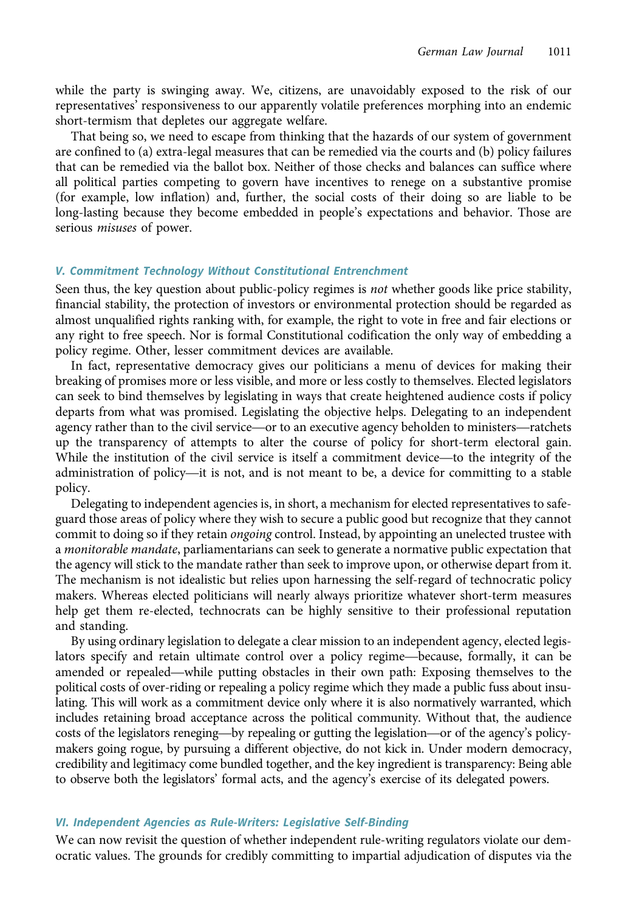while the party is swinging away. We, citizens, are unavoidably exposed to the risk of our representatives' responsiveness to our apparently volatile preferences morphing into an endemic short-termism that depletes our aggregate welfare.

That being so, we need to escape from thinking that the hazards of our system of government are confined to (a) extra-legal measures that can be remedied via the courts and (b) policy failures that can be remedied via the ballot box. Neither of those checks and balances can suffice where all political parties competing to govern have incentives to renege on a substantive promise (for example, low inflation) and, further, the social costs of their doing so are liable to be long-lasting because they become embedded in people's expectations and behavior. Those are serious *misuses* of power.

### V. Commitment Technology Without Constitutional Entrenchment

Seen thus, the key question about public-policy regimes is *not* whether goods like price stability, financial stability, the protection of investors or environmental protection should be regarded as almost unqualified rights ranking with, for example, the right to vote in free and fair elections or any right to free speech. Nor is formal Constitutional codification the only way of embedding a policy regime. Other, lesser commitment devices are available.

In fact, representative democracy gives our politicians a menu of devices for making their breaking of promises more or less visible, and more or less costly to themselves. Elected legislators can seek to bind themselves by legislating in ways that create heightened audience costs if policy departs from what was promised. Legislating the objective helps. Delegating to an independent agency rather than to the civil service—or to an executive agency beholden to ministers—ratchets up the transparency of attempts to alter the course of policy for short-term electoral gain. While the institution of the civil service is itself a commitment device—to the integrity of the administration of policy—it is not, and is not meant to be, a device for committing to a stable policy.

Delegating to independent agencies is, in short, a mechanism for elected representatives to safeguard those areas of policy where they wish to secure a public good but recognize that they cannot commit to doing so if they retain *ongoing* control. Instead, by appointing an unelected trustee with a *monitorable mandate*, parliamentarians can seek to generate a normative public expectation that the agency will stick to the mandate rather than seek to improve upon, or otherwise depart from it. The mechanism is not idealistic but relies upon harnessing the self-regard of technocratic policy makers. Whereas elected politicians will nearly always prioritize whatever short-term measures help get them re-elected, technocrats can be highly sensitive to their professional reputation and standing.

By using ordinary legislation to delegate a clear mission to an independent agency, elected legislators specify and retain ultimate control over a policy regime—because, formally, it can be amended or repealed—while putting obstacles in their own path: Exposing themselves to the political costs of over-riding or repealing a policy regime which they made a public fuss about insulating. This will work as a commitment device only where it is also normatively warranted, which includes retaining broad acceptance across the political community. Without that, the audience costs of the legislators reneging—by repealing or gutting the legislation—or of the agency's policy-makers going rogue, by pursuing a different objective, do not kick in. Under modern democracy, credibility and legitimacy come bundled together, and the key ingredient is transparency: Being able to observe both the legislators' formal acts, and the agency's exercise of its delegated powers.

### VI. Independent Agencies as Rule-Writers: Legislative Self-Binding

We can now revisit the question of whether independent rule-writing regulators violate our democratic values. The grounds for credibly committing to impartial adjudication of disputes via the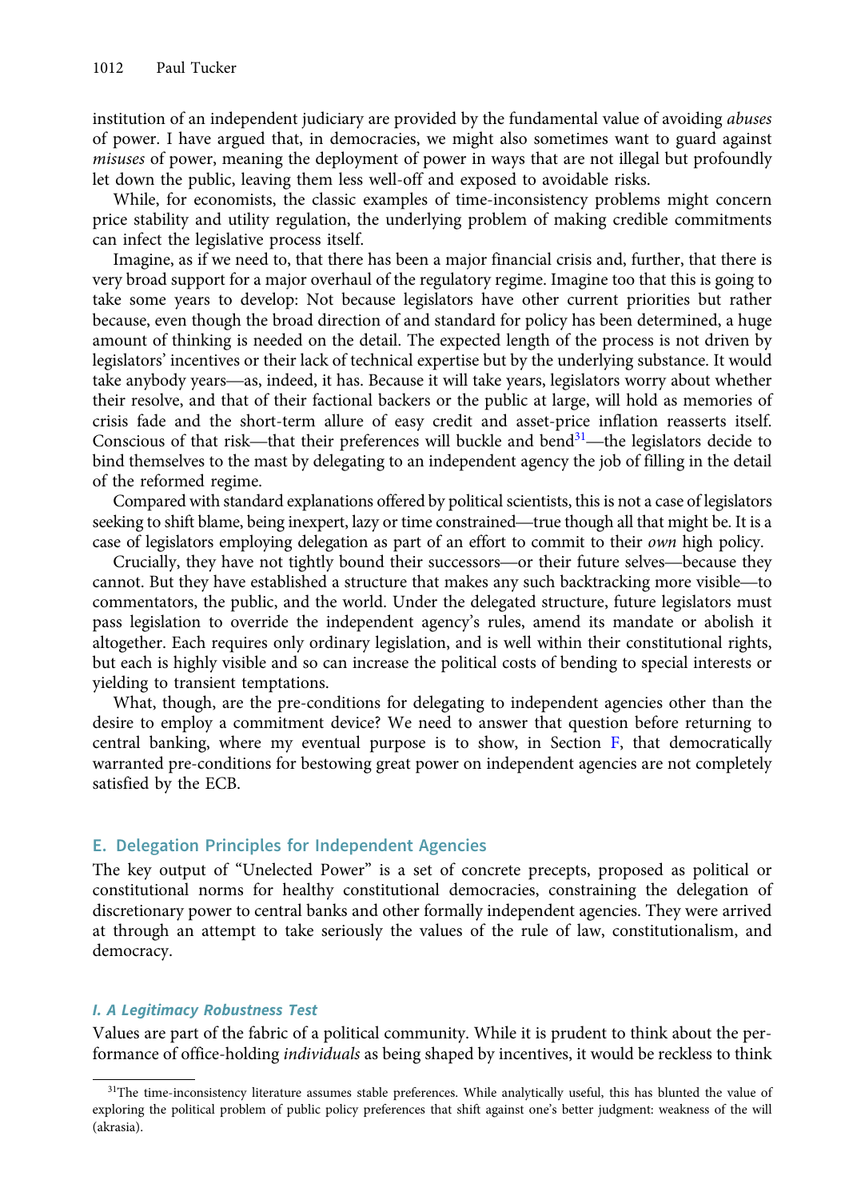institution of an independent judiciary are provided by the fundamental value of avoiding *abuses* of power. I have argued that, in democracies, we might also sometimes want to guard against *misuses* of power, meaning the deployment of power in ways that are not illegal but profoundly let down the public, leaving them less well-off and exposed to avoidable risks.

While, for economists, the classic examples of time-inconsistency problems might concern price stability and utility regulation, the underlying problem of making credible commitments can infect the legislative process itself.

Imagine, as if we need to, that there has been a major financial crisis and, further, that there is very broad support for a major overhaul of the regulatory regime. Imagine too that this is going to take some years to develop: Not because legislators have other current priorities but rather because, even though the broad direction of and standard for policy has been determined, a huge amount of thinking is needed on the detail. The expected length of the process is not driven by legislators' incentives or their lack of technical expertise but by the underlying substance. It would take anybody years—as, indeed, it has. Because it will take years, legislators worry about whether their resolve, and that of their factional backers or the public at large, will hold as memories of crisis fade and the short-term allure of easy credit and asset-price inflation reasserts itself. Conscious of that risk—that their preferences will buckle and bend[31]—the legislators decide to bind themselves to the mast by delegating to an independent agency the job of filling in the detail of the reformed regime.

Compared with standard explanations offered by political scientists, this is not a case of legislators seeking to shift blame, being inexpert, lazy or time constrained—true though all that might be. It is a case of legislators employing delegation as part of an effort to commit to their *own* high policy.

Crucially, they have not tightly bound their successors—or their future selves—because they cannot. But they have established a structure that makes any such backtracking more visible—to commentators, the public, and the world. Under the delegated structure, future legislators must pass legislation to override the independent agency's rules, amend its mandate or abolish it altogether. Each requires only ordinary legislation, and is well within their constitutional rights, but each is highly visible and so can increase the political costs of bending to special interests or yielding to transient temptations.

What, though, are the pre-conditions for delegating to independent agencies other than the desire to employ a commitment device? We need to answer that question before returning to central banking, where my eventual purpose is to show, in Section F, that democratically warranted pre-conditions for bestowing great power on independent agencies are not completely satisfied by the ECB.

## E. Delegation Principles for Independent Agencies

The key output of "Unelected Power" is a set of concrete precepts, proposed as political or constitutional norms for healthy constitutional democracies, constraining the delegation of discretionary power to central banks and other formally independent agencies. They were arrived at through an attempt to take seriously the values of the rule of law, constitutionalism, and democracy.

### *I. A Legitimacy Robustness Test*

Values are part of the fabric of a political community. While it is prudent to think about the performance of office-holding *individuals* as being shaped by incentives, it would be reckless to think

[31]The time-inconsistency literature assumes stable preferences. While analytically useful, this has blunted the value of exploring the political problem of public policy preferences that shift against one's better judgment: weakness of the will (akrasia).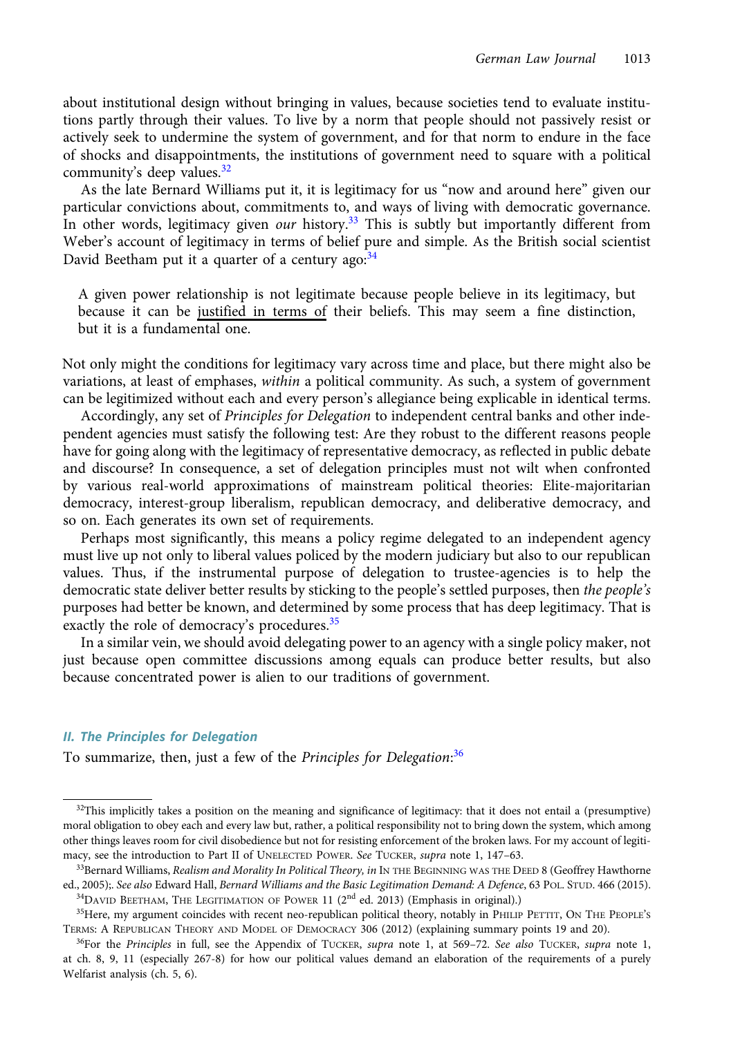about institutional design without bringing in values, because societies tend to evaluate institutions partly through their values. To live by a norm that people should not passively resist or actively seek to undermine the system of government, and for that norm to endure in the face of shocks and disappointments, the institutions of government need to square with a political community's deep values.[32]

As the late Bernard Williams put it, it is legitimacy for us "now and around here" given our particular convictions about, commitments to, and ways of living with democratic governance. In other words, legitimacy given *our* history.[33] This is subtly but importantly different from Weber's account of legitimacy in terms of belief pure and simple. As the British social scientist David Beetham put it a quarter of a century ago:[34]

> A given power relationship is not legitimate because people believe in its legitimacy, but because it can be <u>justified in terms of</u> their beliefs. This may seem a fine distinction, but it is a fundamental one.

Not only might the conditions for legitimacy vary across time and place, but there might also be variations, at least of emphases, *within* a political community. As such, a system of government can be legitimized without each and every person's allegiance being explicable in identical terms.

Accordingly, any set of *Principles for Delegation* to independent central banks and other independent agencies must satisfy the following test: Are they robust to the different reasons people have for going along with the legitimacy of representative democracy, as reflected in public debate and discourse? In consequence, a set of delegation principles must not wilt when confronted by various real-world approximations of mainstream political theories: Elite-majoritarian democracy, interest-group liberalism, republican democracy, and deliberative democracy, and so on. Each generates its own set of requirements.

Perhaps most significantly, this means a policy regime delegated to an independent agency must live up not only to liberal values policed by the modern judiciary but also to our republican values. Thus, if the instrumental purpose of delegation to trustee-agencies is to help the democratic state deliver better results by sticking to the people's settled purposes, then *the people's* purposes had better be known, and determined by some process that has deep legitimacy. That is exactly the role of democracy's procedures.[35]

In a similar vein, we should avoid delegating power to an agency with a single policy maker, not just because open committee discussions among equals can produce better results, but also because concentrated power is alien to our traditions of government.

### II. The Principles for Delegation

To summarize, then, just a few of the *Principles for Delegation*:[36]

---

[32]This implicitly takes a position on the meaning and significance of legitimacy: that it does not entail a (presumptive) moral obligation to obey each and every law but, rather, a political responsibility not to bring down the system, which among other things leaves room for civil disobedience but not for resisting enforcement of the broken laws. For my account of legitimacy, see the introduction to Part II of UNELECTED POWER. *See* TUCKER, *supra* note 1, 147–63.

[33]Bernard Williams, *Realism and Morality In Political Theory, in* IN THE BEGINNING WAS THE DEED 8 (Geoffrey Hawthorne ed., 2005);. *See also* Edward Hall, *Bernard Williams and the Basic Legitimation Demand: A Defence*, 63 POL. STUD. 466 (2015).

[34]DAVID BEETHAM, THE LEGITIMATION OF POWER 11 (2nd ed. 2013) (Emphasis in original).)

[35]Here, my argument coincides with recent neo-republican political theory, notably in PHILIP PETTIT, ON THE PEOPLE'S TERMS: A REPUBLICAN THEORY AND MODEL OF DEMOCRACY 306 (2012) (explaining summary points 19 and 20).

[36]For the *Principles* in full, see the Appendix of TUCKER, *supra* note 1, at 569–72. *See also* TUCKER, *supra* note 1, at ch. 8, 9, 11 (especially 267-8) for how our political values demand an elaboration of the requirements of a purely Welfarist analysis (ch. 5, 6).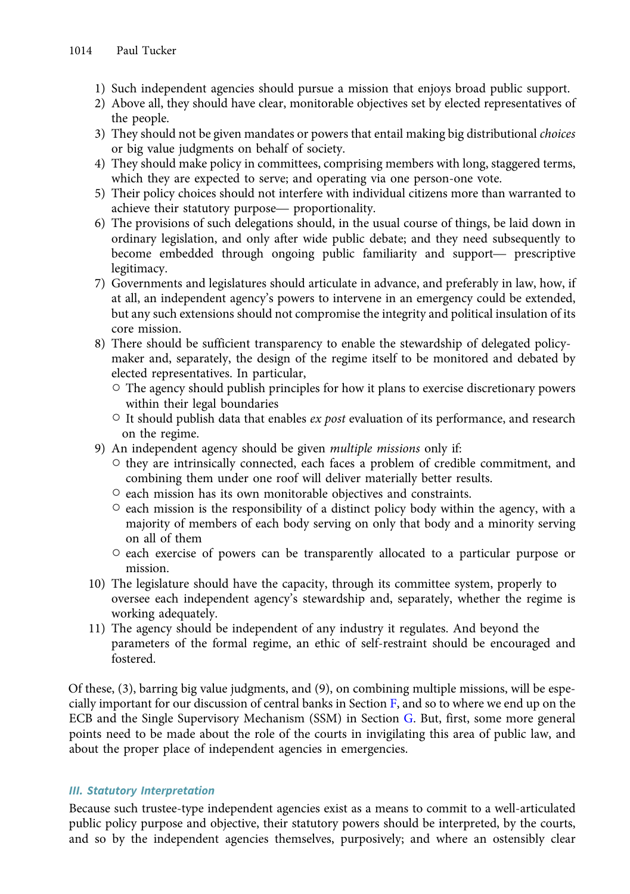1) Such independent agencies should pursue a mission that enjoys broad public support.
2) Above all, they should have clear, monitorable objectives set by elected representatives of the people.
3) They should not be given mandates or powers that entail making big distributional *choices* or big value judgments on behalf of society.
4) They should make policy in committees, comprising members with long, staggered terms, which they are expected to serve; and operating via one person-one vote.
5) Their policy choices should not interfere with individual citizens more than warranted to achieve their statutory purpose— proportionality.
6) The provisions of such delegations should, in the usual course of things, be laid down in ordinary legislation, and only after wide public debate; and they need subsequently to become embedded through ongoing public familiarity and support— prescriptive legitimacy.
7) Governments and legislatures should articulate in advance, and preferably in law, how, if at all, an independent agency's powers to intervene in an emergency could be extended, but any such extensions should not compromise the integrity and political insulation of its core mission.
8) There should be sufficient transparency to enable the stewardship of delegated policy-maker and, separately, the design of the regime itself to be monitored and debated by elected representatives. In particular,
   - The agency should publish principles for how it plans to exercise discretionary powers within their legal boundaries
   - It should publish data that enables *ex post* evaluation of its performance, and research on the regime.
9) An independent agency should be given *multiple missions* only if:
   - they are intrinsically connected, each faces a problem of credible commitment, and combining them under one roof will deliver materially better results.
   - each mission has its own monitorable objectives and constraints.
   - each mission is the responsibility of a distinct policy body within the agency, with a majority of members of each body serving on only that body and a minority serving on all of them
   - each exercise of powers can be transparently allocated to a particular purpose or mission.
10) The legislature should have the capacity, through its committee system, properly to oversee each independent agency's stewardship and, separately, whether the regime is working adequately.
11) The agency should be independent of any industry it regulates. And beyond the parameters of the formal regime, an ethic of self-restraint should be encouraged and fostered.

Of these, (3), barring big value judgments, and (9), on combining multiple missions, will be especially important for our discussion of central banks in Section F, and so to where we end up on the ECB and the Single Supervisory Mechanism (SSM) in Section G. But, first, some more general points need to be made about the role of the courts in invigilating this area of public law, and about the proper place of independent agencies in emergencies.

### *III. Statutory Interpretation*

Because such trustee-type independent agencies exist as a means to commit to a well-articulated public policy purpose and objective, their statutory powers should be interpreted, by the courts, and so by the independent agencies themselves, purposively; and where an ostensibly clear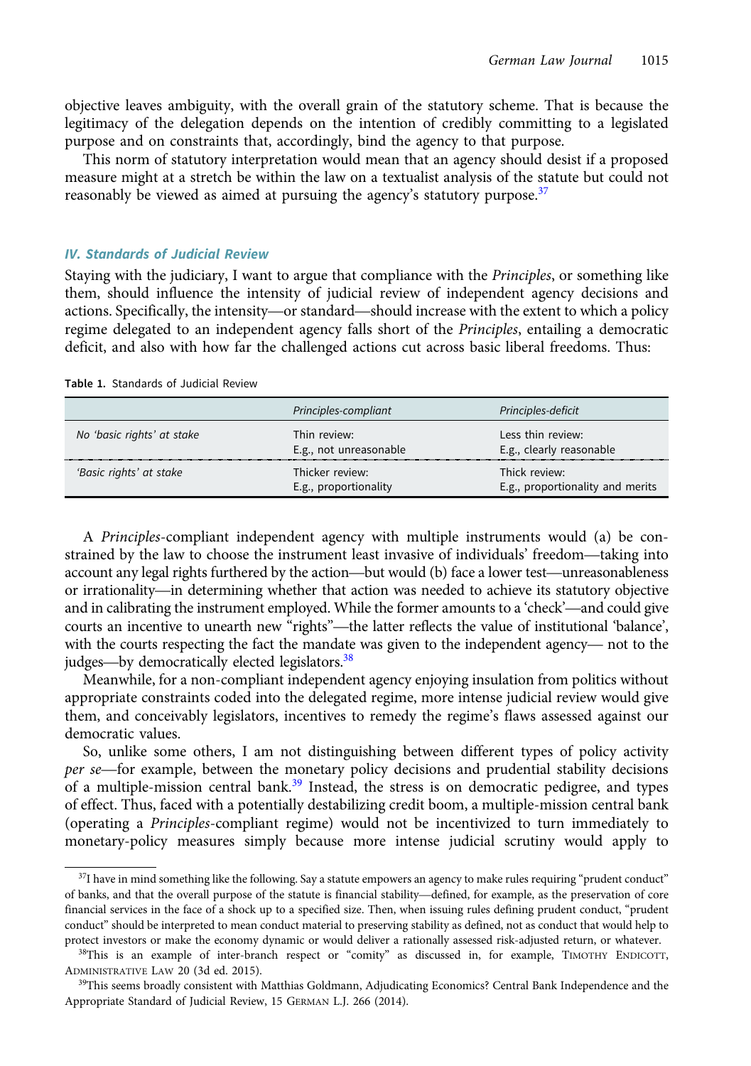objective leaves ambiguity, with the overall grain of the statutory scheme. That is because the legitimacy of the delegation depends on the intention of credibly committing to a legislated purpose and on constraints that, accordingly, bind the agency to that purpose.

This norm of statutory interpretation would mean that an agency should desist if a proposed measure might at a stretch be within the law on a textualist analysis of the statute but could not reasonably be viewed as aimed at pursuing the agency's statutory purpose.[37]

### IV. Standards of Judicial Review

Staying with the judiciary, I want to argue that compliance with the *Principles*, or something like them, should influence the intensity of judicial review of independent agency decisions and actions. Specifically, the intensity—or standard—should increase with the extent to which a policy regime delegated to an independent agency falls short of the *Principles*, entailing a democratic deficit, and also with how far the challenged actions cut across basic liberal freedoms. Thus:

**Table 1.** Standards of Judicial Review

| | *Principles-compliant* | *Principles-deficit* |
|---|---|---|
| *No 'basic rights' at stake* | Thin review: E.g., not unreasonable | Less thin review: E.g., clearly reasonable |
| *'Basic rights' at stake* | Thicker review: E.g., proportionality | Thick review: E.g., proportionality and merits |

A *Principles*-compliant independent agency with multiple instruments would (a) be constrained by the law to choose the instrument least invasive of individuals' freedom—taking into account any legal rights furthered by the action—but would (b) face a lower test—unreasonableness or irrationality—in determining whether that action was needed to achieve its statutory objective and in calibrating the instrument employed. While the former amounts to a 'check'—and could give courts an incentive to unearth new "rights"—the latter reflects the value of institutional 'balance', with the courts respecting the fact the mandate was given to the independent agency— not to the judges—by democratically elected legislators.[38]

Meanwhile, for a non-compliant independent agency enjoying insulation from politics without appropriate constraints coded into the delegated regime, more intense judicial review would give them, and conceivably legislators, incentives to remedy the regime's flaws assessed against our democratic values.

So, unlike some others, I am not distinguishing between different types of policy activity *per se*—for example, between the monetary policy decisions and prudential stability decisions of a multiple-mission central bank.[39] Instead, the stress is on democratic pedigree, and types of effect. Thus, faced with a potentially destabilizing credit boom, a multiple-mission central bank (operating a *Principles*-compliant regime) would not be incentivized to turn immediately to monetary-policy measures simply because more intense judicial scrutiny would apply to

---

[37] I have in mind something like the following. Say a statute empowers an agency to make rules requiring "prudent conduct" of banks, and that the overall purpose of the statute is financial stability—defined, for example, as the preservation of core financial services in the face of a shock up to a specified size. Then, when issuing rules defining prudent conduct, "prudent conduct" should be interpreted to mean conduct material to preserving stability as defined, not as conduct that would help to protect investors or make the economy dynamic or would deliver a rationally assessed risk-adjusted return, or whatever.

[38] This is an example of inter-branch respect or "comity" as discussed in, for example, Timothy Endicott, Administrative Law 20 (3d ed. 2015).

[39] This seems broadly consistent with Matthias Goldmann, Adjudicating Economics? Central Bank Independence and the Appropriate Standard of Judicial Review, 15 German L.J. 266 (2014).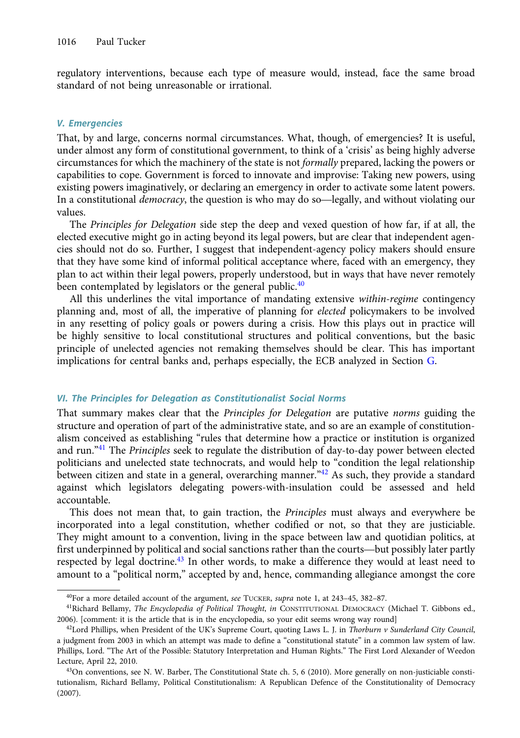regulatory interventions, because each type of measure would, instead, face the same broad standard of not being unreasonable or irrational.

### V. Emergencies

That, by and large, concerns normal circumstances. What, though, of emergencies? It is useful, under almost any form of constitutional government, to think of a 'crisis' as being highly adverse circumstances for which the machinery of the state is not *formally* prepared, lacking the powers or capabilities to cope. Government is forced to innovate and improvise: Taking new powers, using existing powers imaginatively, or declaring an emergency in order to activate some latent powers. In a constitutional *democracy*, the question is who may do so—legally, and without violating our values.

The *Principles for Delegation* side step the deep and vexed question of how far, if at all, the elected executive might go in acting beyond its legal powers, but are clear that independent agencies should not do so. Further, I suggest that independent-agency policy makers should ensure that they have some kind of informal political acceptance where, faced with an emergency, they plan to act within their legal powers, properly understood, but in ways that have never remotely been contemplated by legislators or the general public.[40]

All this underlines the vital importance of mandating extensive *within-regime* contingency planning and, most of all, the imperative of planning for *elected* policymakers to be involved in any resetting of policy goals or powers during a crisis. How this plays out in practice will be highly sensitive to local constitutional structures and political conventions, but the basic principle of unelected agencies not remaking themselves should be clear. This has important implications for central banks and, perhaps especially, the ECB analyzed in Section G.

### VI. The Principles for Delegation as Constitutionalist Social Norms

That summary makes clear that the *Principles for Delegation* are putative *norms* guiding the structure and operation of part of the administrative state, and so are an example of constitutionalism conceived as establishing "rules that determine how a practice or institution is organized and run."[41] The *Principles* seek to regulate the distribution of day-to-day power between elected politicians and unelected state technocrats, and would help to "condition the legal relationship between citizen and state in a general, overarching manner."[42] As such, they provide a standard against which legislators delegating powers-with-insulation could be assessed and held accountable.

This does not mean that, to gain traction, the *Principles* must always and everywhere be incorporated into a legal constitution, whether codified or not, so that they are justiciable. They might amount to a convention, living in the space between law and quotidian politics, at first underpinned by political and social sanctions rather than the courts—but possibly later partly respected by legal doctrine.[43] In other words, to make a difference they would at least need to amount to a "political norm," accepted by and, hence, commanding allegiance amongst the core

---

[40]For a more detailed account of the argument, *see* TUCKER, *supra* note 1, at 243–45, 382–87.

[41]Richard Bellamy, *The Encyclopedia of Political Thought*, *in* CONSTITUTIONAL DEMOCRACY (Michael T. Gibbons ed., 2006). [comment: it is the article that is in the encyclopedia, so your edit seems wrong way round]

[42]Lord Phillips, when President of the UK's Supreme Court, quoting Laws L. J. in *Thorburn v Sunderland City Council*, a judgment from 2003 in which an attempt was made to define a "constitutional statute" in a common law system of law. Phillips, Lord. "The Art of the Possible: Statutory Interpretation and Human Rights." The First Lord Alexander of Weedon Lecture, April 22, 2010.

[43]On conventions, see N. W. Barber, The Constitutional State ch. 5, 6 (2010). More generally on non-justiciable constitutionalism, Richard Bellamy, Political Constitutionalism: A Republican Defence of the Constitutionality of Democracy (2007).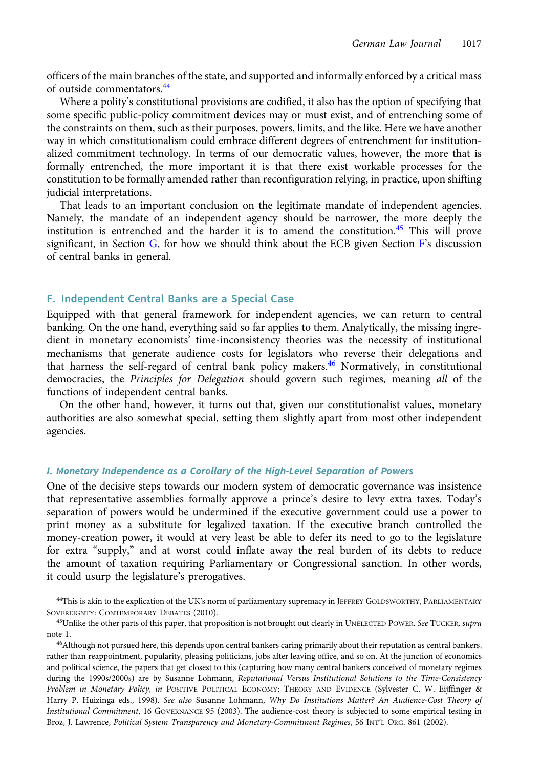officers of the main branches of the state, and supported and informally enforced by a critical mass of outside commentators.[44]

Where a polity's constitutional provisions are codified, it also has the option of specifying that some specific public-policy commitment devices may or must exist, and of entrenching some of the constraints on them, such as their purposes, powers, limits, and the like. Here we have another way in which constitutionalism could embrace different degrees of entrenchment for institutionalized commitment technology. In terms of our democratic values, however, the more that is formally entrenched, the more important it is that there exist workable processes for the constitution to be formally amended rather than reconfiguration relying, in practice, upon shifting judicial interpretations.

That leads to an important conclusion on the legitimate mandate of independent agencies. Namely, the mandate of an independent agency should be narrower, the more deeply the institution is entrenched and the harder it is to amend the constitution.[45] This will prove significant, in Section G, for how we should think about the ECB given Section F's discussion of central banks in general.

## F. Independent Central Banks are a Special Case

Equipped with that general framework for independent agencies, we can return to central banking. On the one hand, everything said so far applies to them. Analytically, the missing ingredient in monetary economists' time-inconsistency theories was the necessity of institutional mechanisms that generate audience costs for legislators who reverse their delegations and that harness the self-regard of central bank policy makers.[46] Normatively, in constitutional democracies, the *Principles for Delegation* should govern such regimes, meaning *all* of the functions of independent central banks.

On the other hand, however, it turns out that, given our constitutionalist values, monetary authorities are also somewhat special, setting them slightly apart from most other independent agencies.

### *I. Monetary Independence as a Corollary of the High-Level Separation of Powers*

One of the decisive steps towards our modern system of democratic governance was insistence that representative assemblies formally approve a prince's desire to levy extra taxes. Today's separation of powers would be undermined if the executive government could use a power to print money as a substitute for legalized taxation. If the executive branch controlled the money-creation power, it would at very least be able to defer its need to go to the legislature for extra "supply," and at worst could inflate away the real burden of its debts to reduce the amount of taxation requiring Parliamentary or Congressional sanction. In other words, it could usurp the legislature's prerogatives.

---

[44]This is akin to the explication of the UK's norm of parliamentary supremacy in Jeffrey Goldsworthy, Parliamentary Sovereignty: Contemporary Debates (2010).

[45]Unlike the other parts of this paper, that proposition is not brought out clearly in Unelected Power. *See* Tucker, *supra* note 1.

[46]Although not pursued here, this depends upon central bankers caring primarily about their reputation as central bankers, rather than reappointment, popularity, pleasing politicians, jobs after leaving office, and so on. At the junction of economics and political science, the papers that get closest to this (capturing how many central bankers conceived of monetary regimes during the 1990s/2000s) are by Susanne Lohmann, *Reputational Versus Institutional Solutions to the Time-Consistency Problem in Monetary Policy, in* Positive Political Economy: Theory and Evidence (Sylvester C. W. Eijffinger & Harry P. Huizinga eds., 1998). *See also* Susanne Lohmann, *Why Do Institutions Matter? An Audience-Cost Theory of Institutional Commitment*, 16 Governance 95 (2003). The audience-cost theory is subjected to some empirical testing in Broz, J. Lawrence, *Political System Transparency and Monetary-Commitment Regimes*, 56 Int'l Org. 861 (2002).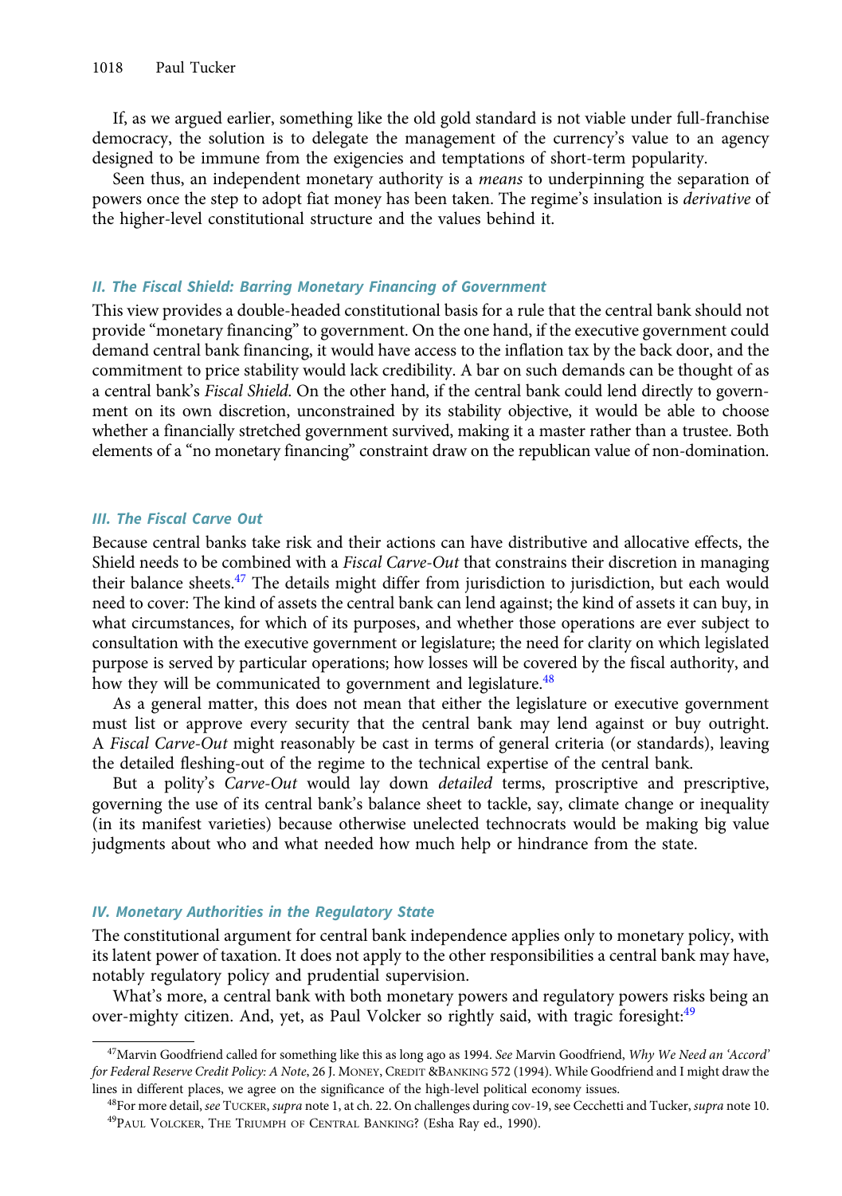If, as we argued earlier, something like the old gold standard is not viable under full-franchise democracy, the solution is to delegate the management of the currency's value to an agency designed to be immune from the exigencies and temptations of short-term popularity.

Seen thus, an independent monetary authority is a *means* to underpinning the separation of powers once the step to adopt fiat money has been taken. The regime's insulation is *derivative* of the higher-level constitutional structure and the values behind it.

### *II. The Fiscal Shield: Barring Monetary Financing of Government*

This view provides a double-headed constitutional basis for a rule that the central bank should not provide "monetary financing" to government. On the one hand, if the executive government could demand central bank financing, it would have access to the inflation tax by the back door, and the commitment to price stability would lack credibility. A bar on such demands can be thought of as a central bank's *Fiscal Shield*. On the other hand, if the central bank could lend directly to government on its own discretion, unconstrained by its stability objective, it would be able to choose whether a financially stretched government survived, making it a master rather than a trustee. Both elements of a "no monetary financing" constraint draw on the republican value of non-domination.

### *III. The Fiscal Carve Out*

Because central banks take risk and their actions can have distributive and allocative effects, the Shield needs to be combined with a *Fiscal Carve-Out* that constrains their discretion in managing their balance sheets.[47] The details might differ from jurisdiction to jurisdiction, but each would need to cover: The kind of assets the central bank can lend against; the kind of assets it can buy, in what circumstances, for which of its purposes, and whether those operations are ever subject to consultation with the executive government or legislature; the need for clarity on which legislated purpose is served by particular operations; how losses will be covered by the fiscal authority, and how they will be communicated to government and legislature.[48]

As a general matter, this does not mean that either the legislature or executive government must list or approve every security that the central bank may lend against or buy outright. A *Fiscal Carve-Out* might reasonably be cast in terms of general criteria (or standards), leaving the detailed fleshing-out of the regime to the technical expertise of the central bank.

But a polity's *Carve-Out* would lay down *detailed* terms, proscriptive and prescriptive, governing the use of its central bank's balance sheet to tackle, say, climate change or inequality (in its manifest varieties) because otherwise unelected technocrats would be making big value judgments about who and what needed how much help or hindrance from the state.

### *IV. Monetary Authorities in the Regulatory State*

The constitutional argument for central bank independence applies only to monetary policy, with its latent power of taxation. It does not apply to the other responsibilities a central bank may have, notably regulatory policy and prudential supervision.

What's more, a central bank with both monetary powers and regulatory powers risks being an over-mighty citizen. And, yet, as Paul Volcker so rightly said, with tragic foresight:[49]

---

[47] Marvin Goodfriend called for something like this as long ago as 1994. *See* Marvin Goodfriend, *Why We Need an 'Accord' for Federal Reserve Credit Policy: A Note*, 26 J. MONEY, CREDIT &BANKING 572 (1994). While Goodfriend and I might draw the lines in different places, we agree on the significance of the high-level political economy issues.

[48] For more detail, *see* TUCKER, *supra* note 1, at ch. 22. On challenges during cov-19, see Cecchetti and Tucker, *supra* note 10.

[49] PAUL VOLCKER, THE TRIUMPH OF CENTRAL BANKING? (Esha Ray ed., 1990).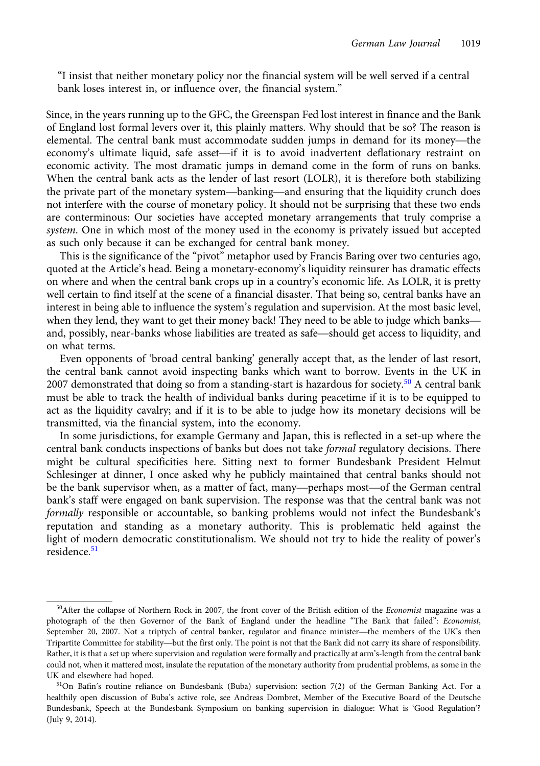> "I insist that neither monetary policy nor the financial system will be well served if a central bank loses interest in, or influence over, the financial system."

Since, in the years running up to the GFC, the Greenspan Fed lost interest in finance and the Bank of England lost formal levers over it, this plainly matters. Why should that be so? The reason is elemental. The central bank must accommodate sudden jumps in demand for its money—the economy's ultimate liquid, safe asset—if it is to avoid inadvertent deflationary restraint on economic activity. The most dramatic jumps in demand come in the form of runs on banks. When the central bank acts as the lender of last resort (LOLR), it is therefore both stabilizing the private part of the monetary system—banking—and ensuring that the liquidity crunch does not interfere with the course of monetary policy. It should not be surprising that these two ends are conterminous: Our societies have accepted monetary arrangements that truly comprise a *system*. One in which most of the money used in the economy is privately issued but accepted as such only because it can be exchanged for central bank money.

This is the significance of the "pivot" metaphor used by Francis Baring over two centuries ago, quoted at the Article's head. Being a monetary-economy's liquidity reinsurer has dramatic effects on where and when the central bank crops up in a country's economic life. As LOLR, it is pretty well certain to find itself at the scene of a financial disaster. That being so, central banks have an interest in being able to influence the system's regulation and supervision. At the most basic level, when they lend, they want to get their money back! They need to be able to judge which banks—and, possibly, near-banks whose liabilities are treated as safe—should get access to liquidity, and on what terms.

Even opponents of 'broad central banking' generally accept that, as the lender of last resort, the central bank cannot avoid inspecting banks which want to borrow. Events in the UK in 2007 demonstrated that doing so from a standing-start is hazardous for society.[50] A central bank must be able to track the health of individual banks during peacetime if it is to be equipped to act as the liquidity cavalry; and if it is to be able to judge how its monetary decisions will be transmitted, via the financial system, into the economy.

In some jurisdictions, for example Germany and Japan, this is reflected in a set-up where the central bank conducts inspections of banks but does not take *formal* regulatory decisions. There might be cultural specificities here. Sitting next to former Bundesbank President Helmut Schlesinger at dinner, I once asked why he publicly maintained that central banks should not be the bank supervisor when, as a matter of fact, many—perhaps most—of the German central bank's staff were engaged on bank supervision. The response was that the central bank was not *formally* responsible or accountable, so banking problems would not infect the Bundesbank's reputation and standing as a monetary authority. This is problematic held against the light of modern democratic constitutionalism. We should not try to hide the reality of power's residence.[51]

---

[50] After the collapse of Northern Rock in 2007, the front cover of the British edition of the *Economist* magazine was a photograph of the then Governor of the Bank of England under the headline "The Bank that failed": *Economist*, September 20, 2007. Not a triptych of central banker, regulator and finance minister—the members of the UK's then Tripartite Committee for stability—but the first only. The point is not that the Bank did not carry its share of responsibility. Rather, it is that a set up where supervision and regulation were formally and practically at arm's-length from the central bank could not, when it mattered most, insulate the reputation of the monetary authority from prudential problems, as some in the UK and elsewhere had hoped.

[51] On Bafin's routine reliance on Bundesbank (Buba) supervision: section 7(2) of the German Banking Act. For a healthily open discussion of Buba's active role, see Andreas Dombret, Member of the Executive Board of the Deutsche Bundesbank, Speech at the Bundesbank Symposium on banking supervision in dialogue: What is 'Good Regulation'? (July 9, 2014).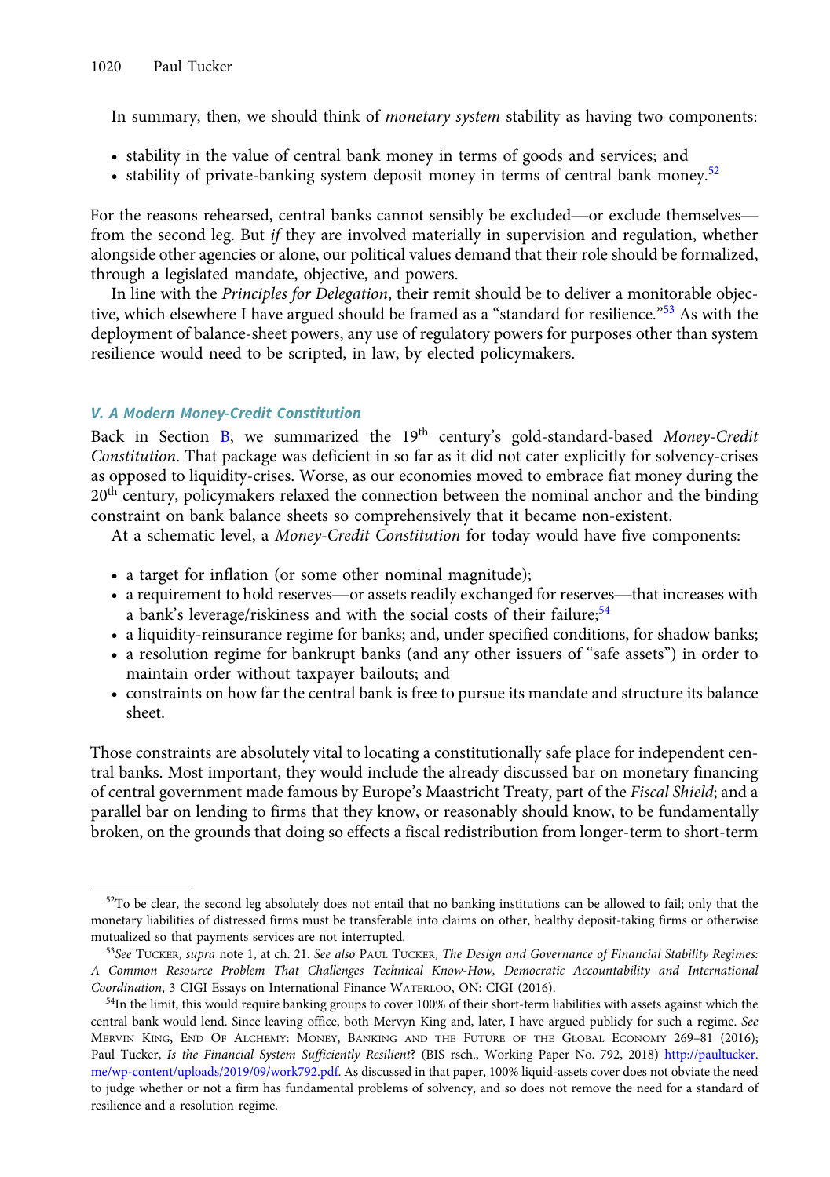In summary, then, we should think of *monetary system* stability as having two components:

- stability in the value of central bank money in terms of goods and services; and
- stability of private-banking system deposit money in terms of central bank money.[52]

For the reasons rehearsed, central banks cannot sensibly be excluded—or exclude themselves—from the second leg. But *if* they are involved materially in supervision and regulation, whether alongside other agencies or alone, our political values demand that their role should be formalized, through a legislated mandate, objective, and powers.

In line with the *Principles for Delegation*, their remit should be to deliver a monitorable objective, which elsewhere I have argued should be framed as a "standard for resilience."[53] As with the deployment of balance-sheet powers, any use of regulatory powers for purposes other than system resilience would need to be scripted, in law, by elected policymakers.

### V. A Modern Money-Credit Constitution

Back in Section B, we summarized the 19th century's gold-standard-based *Money-Credit Constitution*. That package was deficient in so far as it did not cater explicitly for solvency-crises as opposed to liquidity-crises. Worse, as our economies moved to embrace fiat money during the 20th century, policymakers relaxed the connection between the nominal anchor and the binding constraint on bank balance sheets so comprehensively that it became non-existent.

At a schematic level, a *Money-Credit Constitution* for today would have five components:

- a target for inflation (or some other nominal magnitude);
- a requirement to hold reserves—or assets readily exchanged for reserves—that increases with a bank's leverage/riskiness and with the social costs of their failure;[54]
- a liquidity-reinsurance regime for banks; and, under specified conditions, for shadow banks;
- a resolution regime for bankrupt banks (and any other issuers of "safe assets") in order to maintain order without taxpayer bailouts; and
- constraints on how far the central bank is free to pursue its mandate and structure its balance sheet.

Those constraints are absolutely vital to locating a constitutionally safe place for independent central banks. Most important, they would include the already discussed bar on monetary financing of central government made famous by Europe's Maastricht Treaty, part of the *Fiscal Shield*; and a parallel bar on lending to firms that they know, or reasonably should know, to be fundamentally broken, on the grounds that doing so effects a fiscal redistribution from longer-term to short-term

---

[52] To be clear, the second leg absolutely does not entail that no banking institutions can be allowed to fail; only that the monetary liabilities of distressed firms must be transferable into claims on other, healthy deposit-taking firms or otherwise mutualized so that payments services are not interrupted.

[53] *See* Tucker, *supra* note 1, at ch. 21. *See also* Paul Tucker, *The Design and Governance of Financial Stability Regimes: A Common Resource Problem That Challenges Technical Know-How, Democratic Accountability and International Coordination*, 3 CIGI Essays on International Finance Waterloo, ON: CIGI (2016).

[54] In the limit, this would require banking groups to cover 100% of their short-term liabilities with assets against which the central bank would lend. Since leaving office, both Mervyn King and, later, I have argued publicly for such a regime. *See* Mervyn King, End Of Alchemy: Money, Banking and the Future of the Global Economy 269–81 (2016); Paul Tucker, *Is the Financial System Sufficiently Resilient*? (BIS rsch., Working Paper No. 792, 2018) http://paultucker.me/wp-content/uploads/2019/09/work792.pdf. As discussed in that paper, 100% liquid-assets cover does not obviate the need to judge whether or not a firm has fundamental problems of solvency, and so does not remove the need for a standard of resilience and a resolution regime.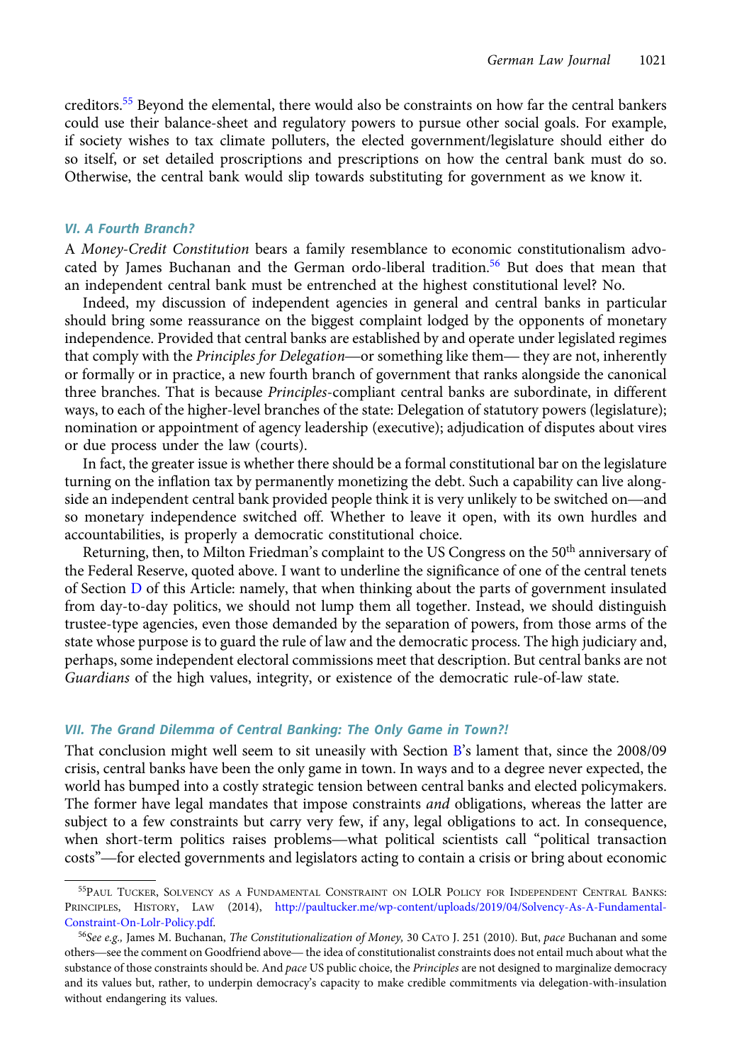creditors.[55] Beyond the elemental, there would also be constraints on how far the central bankers could use their balance-sheet and regulatory powers to pursue other social goals. For example, if society wishes to tax climate polluters, the elected government/legislature should either do so itself, or set detailed proscriptions and prescriptions on how the central bank must do so. Otherwise, the central bank would slip towards substituting for government as we know it.

### VI. A Fourth Branch?

A *Money-Credit Constitution* bears a family resemblance to economic constitutionalism advocated by James Buchanan and the German ordo-liberal tradition.[56] But does that mean that an independent central bank must be entrenched at the highest constitutional level? No.

Indeed, my discussion of independent agencies in general and central banks in particular should bring some reassurance on the biggest complaint lodged by the opponents of monetary independence. Provided that central banks are established by and operate under legislated regimes that comply with the *Principles for Delegation*—or something like them— they are not, inherently or formally or in practice, a new fourth branch of government that ranks alongside the canonical three branches. That is because *Principles*-compliant central banks are subordinate, in different ways, to each of the higher-level branches of the state: Delegation of statutory powers (legislature); nomination or appointment of agency leadership (executive); adjudication of disputes about vires or due process under the law (courts).

In fact, the greater issue is whether there should be a formal constitutional bar on the legislature turning on the inflation tax by permanently monetizing the debt. Such a capability can live alongside an independent central bank provided people think it is very unlikely to be switched on—and so monetary independence switched off. Whether to leave it open, with its own hurdles and accountabilities, is properly a democratic constitutional choice.

Returning, then, to Milton Friedman's complaint to the US Congress on the 50th anniversary of the Federal Reserve, quoted above. I want to underline the significance of one of the central tenets of Section D of this Article: namely, that when thinking about the parts of government insulated from day-to-day politics, we should not lump them all together. Instead, we should distinguish trustee-type agencies, even those demanded by the separation of powers, from those arms of the state whose purpose is to guard the rule of law and the democratic process. The high judiciary and, perhaps, some independent electoral commissions meet that description. But central banks are not *Guardians* of the high values, integrity, or existence of the democratic rule-of-law state.

### VII. The Grand Dilemma of Central Banking: The Only Game in Town?!

That conclusion might well seem to sit uneasily with Section B's lament that, since the 2008/09 crisis, central banks have been the only game in town. In ways and to a degree never expected, the world has bumped into a costly strategic tension between central banks and elected policymakers. The former have legal mandates that impose constraints *and* obligations, whereas the latter are subject to a few constraints but carry very few, if any, legal obligations to act. In consequence, when short-term politics raises problems—what political scientists call "political transaction costs"—for elected governments and legislators acting to contain a crisis or bring about economic

---

[55] Paul Tucker, Solvency as a Fundamental Constraint on LOLR Policy for Independent Central Banks: Principles, History, Law (2014), http://paultucker.me/wp-content/uploads/2019/04/Solvency-As-A-Fundamental-Constraint-On-Lolr-Policy.pdf.

[56] *See e.g.,* James M. Buchanan, *The Constitutionalization of Money,* 30 Cato J. 251 (2010). But, *pace* Buchanan and some others—see the comment on Goodfriend above— the idea of constitutionalist constraints does not entail much about what the substance of those constraints should be. And *pace* US public choice, the *Principles* are not designed to marginalize democracy and its values but, rather, to underpin democracy's capacity to make credible commitments via delegation-with-insulation without endangering its values.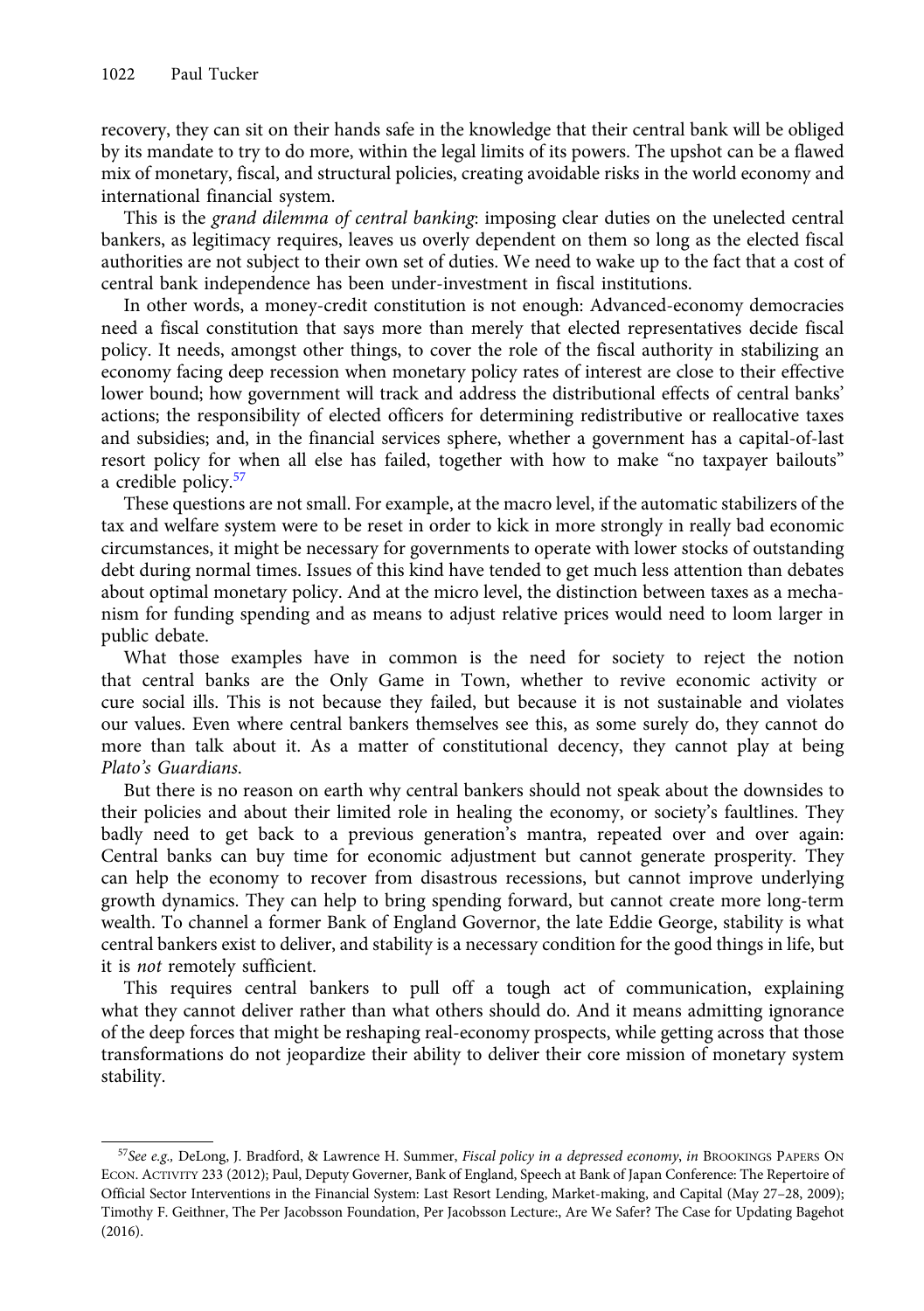recovery, they can sit on their hands safe in the knowledge that their central bank will be obliged by its mandate to try to do more, within the legal limits of its powers. The upshot can be a flawed mix of monetary, fiscal, and structural policies, creating avoidable risks in the world economy and international financial system.

This is the *grand dilemma of central banking*: imposing clear duties on the unelected central bankers, as legitimacy requires, leaves us overly dependent on them so long as the elected fiscal authorities are not subject to their own set of duties. We need to wake up to the fact that a cost of central bank independence has been under-investment in fiscal institutions.

In other words, a money-credit constitution is not enough: Advanced-economy democracies need a fiscal constitution that says more than merely that elected representatives decide fiscal policy. It needs, amongst other things, to cover the role of the fiscal authority in stabilizing an economy facing deep recession when monetary policy rates of interest are close to their effective lower bound; how government will track and address the distributional effects of central banks' actions; the responsibility of elected officers for determining redistributive or reallocative taxes and subsidies; and, in the financial services sphere, whether a government has a capital-of-last resort policy for when all else has failed, together with how to make "no taxpayer bailouts" a credible policy.[57]

These questions are not small. For example, at the macro level, if the automatic stabilizers of the tax and welfare system were to be reset in order to kick in more strongly in really bad economic circumstances, it might be necessary for governments to operate with lower stocks of outstanding debt during normal times. Issues of this kind have tended to get much less attention than debates about optimal monetary policy. And at the micro level, the distinction between taxes as a mechanism for funding spending and as means to adjust relative prices would need to loom larger in public debate.

What those examples have in common is the need for society to reject the notion that central banks are the Only Game in Town, whether to revive economic activity or cure social ills. This is not because they failed, but because it is not sustainable and violates our values. Even where central bankers themselves see this, as some surely do, they cannot do more than talk about it. As a matter of constitutional decency, they cannot play at being *Plato's Guardians*.

But there is no reason on earth why central bankers should not speak about the downsides to their policies and about their limited role in healing the economy, or society's faultlines. They badly need to get back to a previous generation's mantra, repeated over and over again: Central banks can buy time for economic adjustment but cannot generate prosperity. They can help the economy to recover from disastrous recessions, but cannot improve underlying growth dynamics. They can help to bring spending forward, but cannot create more long-term wealth. To channel a former Bank of England Governor, the late Eddie George, stability is what central bankers exist to deliver, and stability is a necessary condition for the good things in life, but it is *not* remotely sufficient.

This requires central bankers to pull off a tough act of communication, explaining what they cannot deliver rather than what others should do. And it means admitting ignorance of the deep forces that might be reshaping real-economy prospects, while getting across that those transformations do not jeopardize their ability to deliver their core mission of monetary system stability.

---

[57] *See e.g.,* DeLong, J. Bradford, & Lawrence H. Summer, *Fiscal policy in a depressed economy*, *in* BROOKINGS PAPERS ON ECON. ACTIVITY 233 (2012); Paul, Deputy Governer, Bank of England, Speech at Bank of Japan Conference: The Repertoire of Official Sector Interventions in the Financial System: Last Resort Lending, Market-making, and Capital (May 27–28, 2009); Timothy F. Geithner, The Per Jacobsson Foundation, Per Jacobsson Lecture:, Are We Safer? The Case for Updating Bagehot (2016).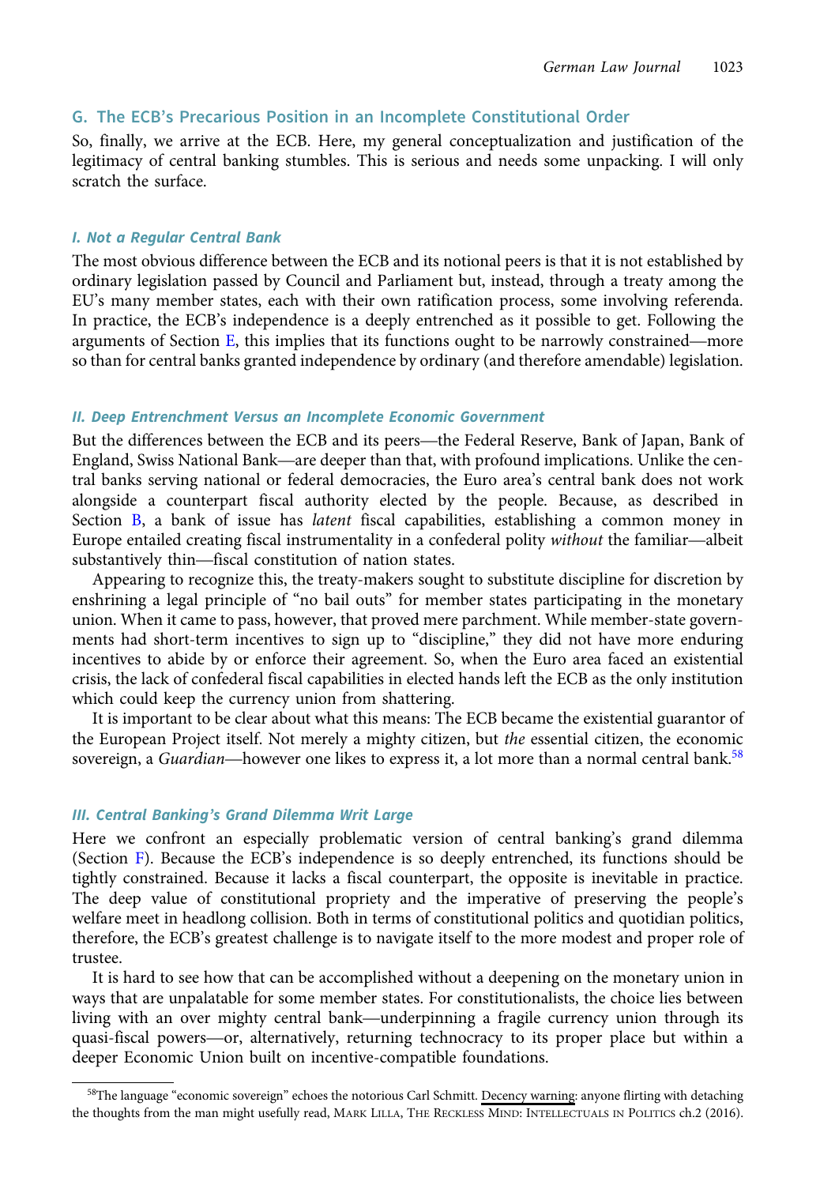## G. The ECB's Precarious Position in an Incomplete Constitutional Order

So, finally, we arrive at the ECB. Here, my general conceptualization and justification of the legitimacy of central banking stumbles. This is serious and needs some unpacking. I will only scratch the surface.

### *I. Not a Regular Central Bank*

The most obvious difference between the ECB and its notional peers is that it is not established by ordinary legislation passed by Council and Parliament but, instead, through a treaty among the EU's many member states, each with their own ratification process, some involving referenda. In practice, the ECB's independence is a deeply entrenched as it possible to get. Following the arguments of Section E, this implies that its functions ought to be narrowly constrained—more so than for central banks granted independence by ordinary (and therefore amendable) legislation.

### *II. Deep Entrenchment Versus an Incomplete Economic Government*

But the differences between the ECB and its peers—the Federal Reserve, Bank of Japan, Bank of England, Swiss National Bank—are deeper than that, with profound implications. Unlike the central banks serving national or federal democracies, the Euro area's central bank does not work alongside a counterpart fiscal authority elected by the people. Because, as described in Section B, a bank of issue has *latent* fiscal capabilities, establishing a common money in Europe entailed creating fiscal instrumentality in a confederal polity *without* the familiar—albeit substantively thin—fiscal constitution of nation states.

Appearing to recognize this, the treaty-makers sought to substitute discipline for discretion by enshrining a legal principle of "no bail outs" for member states participating in the monetary union. When it came to pass, however, that proved mere parchment. While member-state governments had short-term incentives to sign up to "discipline," they did not have more enduring incentives to abide by or enforce their agreement. So, when the Euro area faced an existential crisis, the lack of confederal fiscal capabilities in elected hands left the ECB as the only institution which could keep the currency union from shattering.

It is important to be clear about what this means: The ECB became the existential guarantor of the European Project itself. Not merely a mighty citizen, but *the* essential citizen, the economic sovereign, a *Guardian*—however one likes to express it, a lot more than a normal central bank.[58]

### *III. Central Banking's Grand Dilemma Writ Large*

Here we confront an especially problematic version of central banking's grand dilemma (Section F). Because the ECB's independence is so deeply entrenched, its functions should be tightly constrained. Because it lacks a fiscal counterpart, the opposite is inevitable in practice. The deep value of constitutional propriety and the imperative of preserving the people's welfare meet in headlong collision. Both in terms of constitutional politics and quotidian politics, therefore, the ECB's greatest challenge is to navigate itself to the more modest and proper role of trustee.

It is hard to see how that can be accomplished without a deepening on the monetary union in ways that are unpalatable for some member states. For constitutionalists, the choice lies between living with an over mighty central bank—underpinning a fragile currency union through its quasi-fiscal powers—or, alternatively, returning technocracy to its proper place but within a deeper Economic Union built on incentive-compatible foundations.

---

[58]The language "economic sovereign" echoes the notorious Carl Schmitt. Decency warning: anyone flirting with detaching the thoughts from the man might usefully read, MARK LILLA, THE RECKLESS MIND: INTELLECTUALS IN POLITICS ch.2 (2016).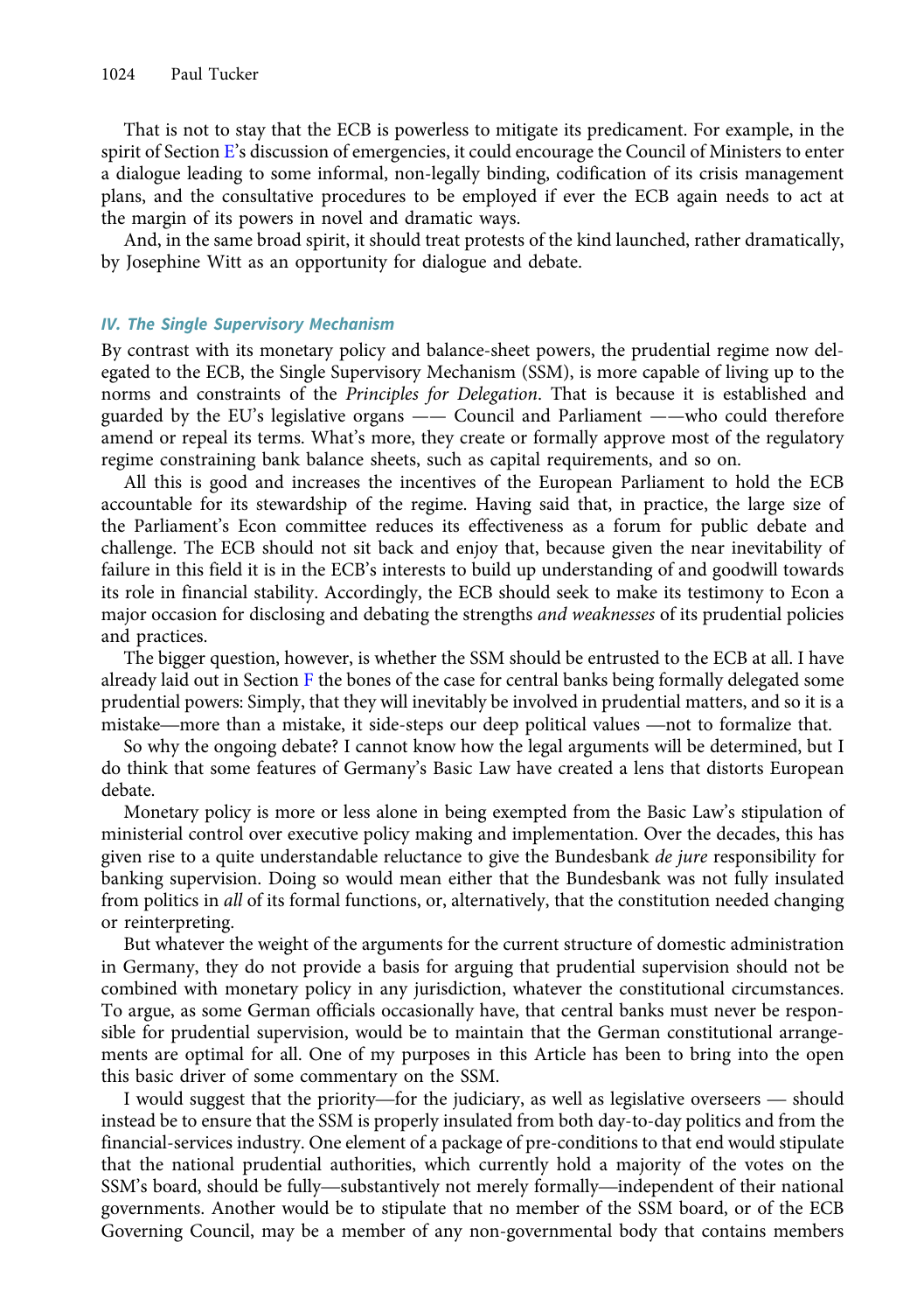That is not to stay that the ECB is powerless to mitigate its predicament. For example, in the spirit of Section E's discussion of emergencies, it could encourage the Council of Ministers to enter a dialogue leading to some informal, non-legally binding, codification of its crisis management plans, and the consultative procedures to be employed if ever the ECB again needs to act at the margin of its powers in novel and dramatic ways.

And, in the same broad spirit, it should treat protests of the kind launched, rather dramatically, by Josephine Witt as an opportunity for dialogue and debate.

### IV. The Single Supervisory Mechanism

By contrast with its monetary policy and balance-sheet powers, the prudential regime now delegated to the ECB, the Single Supervisory Mechanism (SSM), is more capable of living up to the norms and constraints of the *Principles for Delegation*. That is because it is established and guarded by the EU's legislative organs —— Council and Parliament ——who could therefore amend or repeal its terms. What's more, they create or formally approve most of the regulatory regime constraining bank balance sheets, such as capital requirements, and so on.

All this is good and increases the incentives of the European Parliament to hold the ECB accountable for its stewardship of the regime. Having said that, in practice, the large size of the Parliament's Econ committee reduces its effectiveness as a forum for public debate and challenge. The ECB should not sit back and enjoy that, because given the near inevitability of failure in this field it is in the ECB's interests to build up understanding of and goodwill towards its role in financial stability. Accordingly, the ECB should seek to make its testimony to Econ a major occasion for disclosing and debating the strengths *and weaknesses* of its prudential policies and practices.

The bigger question, however, is whether the SSM should be entrusted to the ECB at all. I have already laid out in Section F the bones of the case for central banks being formally delegated some prudential powers: Simply, that they will inevitably be involved in prudential matters, and so it is a mistake—more than a mistake, it side-steps our deep political values —not to formalize that.

So why the ongoing debate? I cannot know how the legal arguments will be determined, but I do think that some features of Germany's Basic Law have created a lens that distorts European debate.

Monetary policy is more or less alone in being exempted from the Basic Law's stipulation of ministerial control over executive policy making and implementation. Over the decades, this has given rise to a quite understandable reluctance to give the Bundesbank *de jure* responsibility for banking supervision. Doing so would mean either that the Bundesbank was not fully insulated from politics in *all* of its formal functions, or, alternatively, that the constitution needed changing or reinterpreting.

But whatever the weight of the arguments for the current structure of domestic administration in Germany, they do not provide a basis for arguing that prudential supervision should not be combined with monetary policy in any jurisdiction, whatever the constitutional circumstances. To argue, as some German officials occasionally have, that central banks must never be responsible for prudential supervision, would be to maintain that the German constitutional arrangements are optimal for all. One of my purposes in this Article has been to bring into the open this basic driver of some commentary on the SSM.

I would suggest that the priority—for the judiciary, as well as legislative overseers — should instead be to ensure that the SSM is properly insulated from both day-to-day politics and from the financial-services industry. One element of a package of pre-conditions to that end would stipulate that the national prudential authorities, which currently hold a majority of the votes on the SSM's board, should be fully—substantively not merely formally—independent of their national governments. Another would be to stipulate that no member of the SSM board, or of the ECB Governing Council, may be a member of any non-governmental body that contains members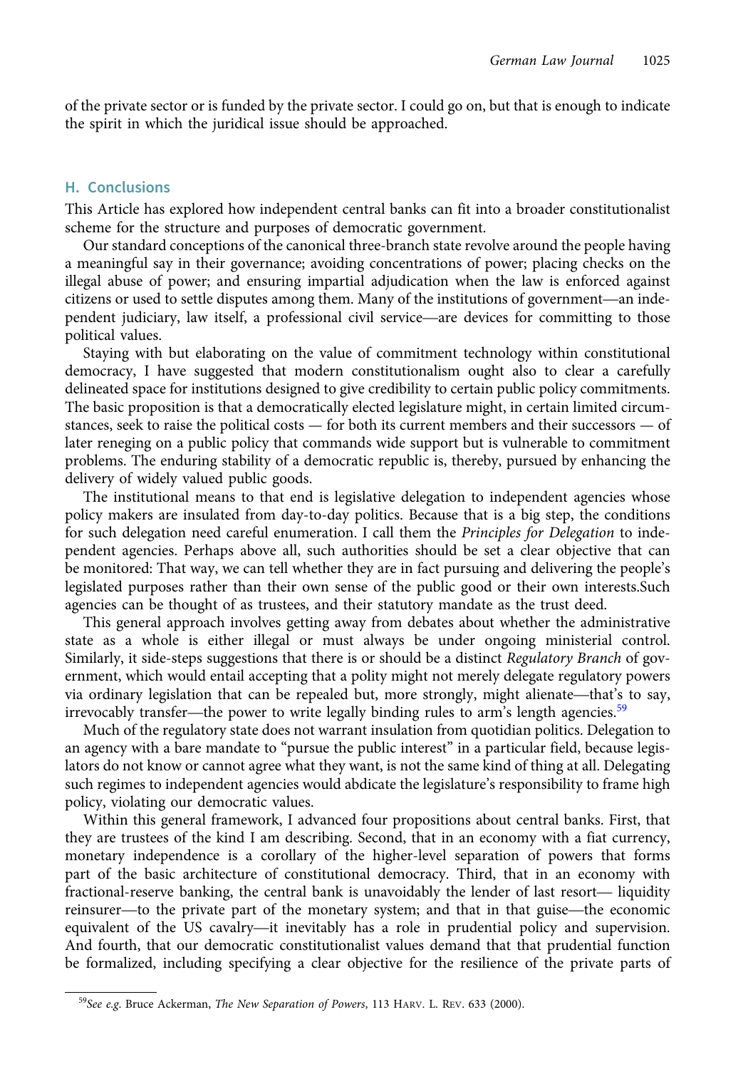of the private sector or is funded by the private sector. I could go on, but that is enough to indicate the spirit in which the juridical issue should be approached.

## H. Conclusions

This Article has explored how independent central banks can fit into a broader constitutionalist scheme for the structure and purposes of democratic government.

Our standard conceptions of the canonical three-branch state revolve around the people having a meaningful say in their governance; avoiding concentrations of power; placing checks on the illegal abuse of power; and ensuring impartial adjudication when the law is enforced against citizens or used to settle disputes among them. Many of the institutions of government—an independent judiciary, law itself, a professional civil service—are devices for committing to those political values.

Staying with but elaborating on the value of commitment technology within constitutional democracy, I have suggested that modern constitutionalism ought also to clear a carefully delineated space for institutions designed to give credibility to certain public policy commitments. The basic proposition is that a democratically elected legislature might, in certain limited circumstances, seek to raise the political costs — for both its current members and their successors — of later reneging on a public policy that commands wide support but is vulnerable to commitment problems. The enduring stability of a democratic republic is, thereby, pursued by enhancing the delivery of widely valued public goods.

The institutional means to that end is legislative delegation to independent agencies whose policy makers are insulated from day-to-day politics. Because that is a big step, the conditions for such delegation need careful enumeration. I call them the *Principles for Delegation* to independent agencies. Perhaps above all, such authorities should be set a clear objective that can be monitored: That way, we can tell whether they are in fact pursuing and delivering the people's legislated purposes rather than their own sense of the public good or their own interests.Such agencies can be thought of as trustees, and their statutory mandate as the trust deed.

This general approach involves getting away from debates about whether the administrative state as a whole is either illegal or must always be under ongoing ministerial control. Similarly, it side-steps suggestions that there is or should be a distinct *Regulatory Branch* of government, which would entail accepting that a polity might not merely delegate regulatory powers via ordinary legislation that can be repealed but, more strongly, might alienate—that's to say, irrevocably transfer—the power to write legally binding rules to arm's length agencies.[59]

Much of the regulatory state does not warrant insulation from quotidian politics. Delegation to an agency with a bare mandate to "pursue the public interest" in a particular field, because legislators do not know or cannot agree what they want, is not the same kind of thing at all. Delegating such regimes to independent agencies would abdicate the legislature's responsibility to frame high policy, violating our democratic values.

Within this general framework, I advanced four propositions about central banks. First, that they are trustees of the kind I am describing. Second, that in an economy with a fiat currency, monetary independence is a corollary of the higher-level separation of powers that forms part of the basic architecture of constitutional democracy. Third, that in an economy with fractional-reserve banking, the central bank is unavoidably the lender of last resort— liquidity reinsurer—to the private part of the monetary system; and that in that guise—the economic equivalent of the US cavalry—it inevitably has a role in prudential policy and supervision. And fourth, that our democratic constitutionalist values demand that that prudential function be formalized, including specifying a clear objective for the resilience of the private parts of

[59] *See e.g.* Bruce Ackerman, *The New Separation of Powers*, 113 HARV. L. REV. 633 (2000).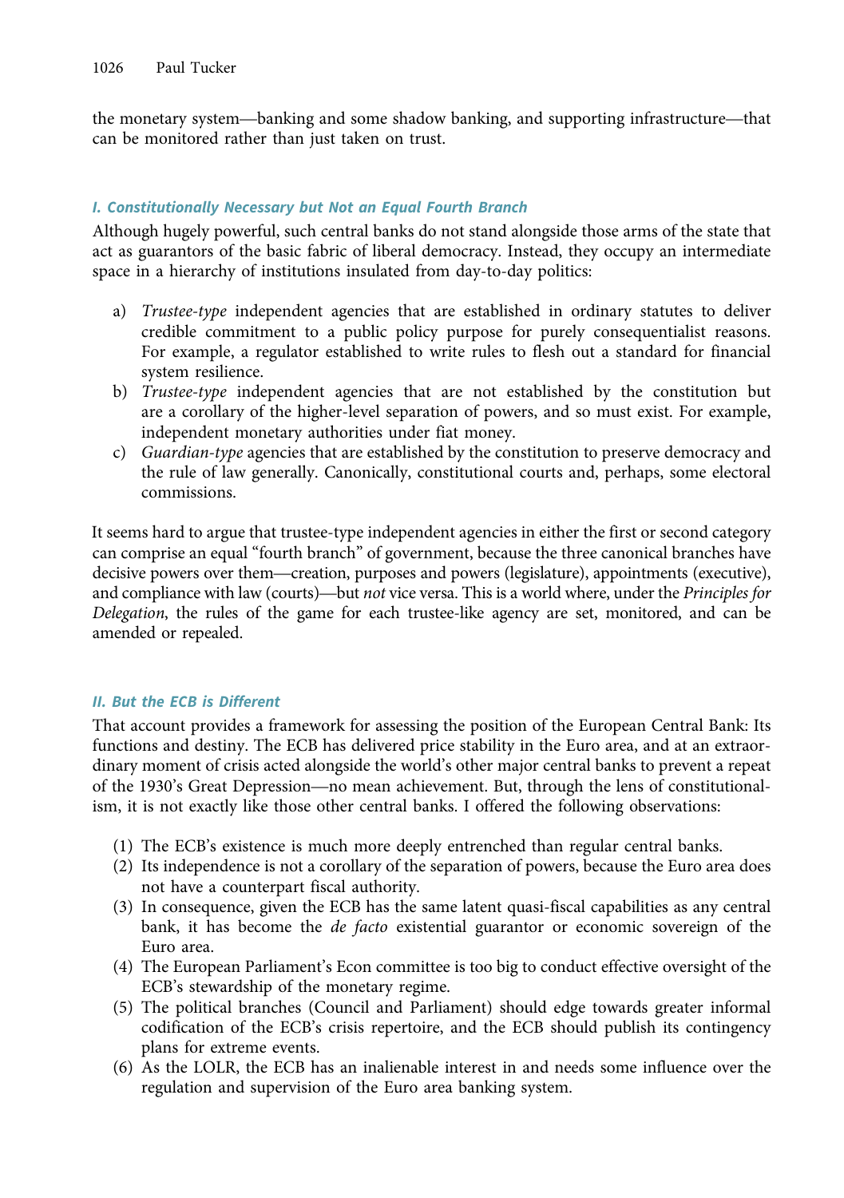the monetary system—banking and some shadow banking, and supporting infrastructure—that can be monitored rather than just taken on trust.

### *I. Constitutionally Necessary but Not an Equal Fourth Branch*

Although hugely powerful, such central banks do not stand alongside those arms of the state that act as guarantors of the basic fabric of liberal democracy. Instead, they occupy an intermediate space in a hierarchy of institutions insulated from day-to-day politics:

a) *Trustee-type* independent agencies that are established in ordinary statutes to deliver credible commitment to a public policy purpose for purely consequentialist reasons. For example, a regulator established to write rules to flesh out a standard for financial system resilience.
b) *Trustee-type* independent agencies that are not established by the constitution but are a corollary of the higher-level separation of powers, and so must exist. For example, independent monetary authorities under fiat money.
c) *Guardian-type* agencies that are established by the constitution to preserve democracy and the rule of law generally. Canonically, constitutional courts and, perhaps, some electoral commissions.

It seems hard to argue that trustee-type independent agencies in either the first or second category can comprise an equal "fourth branch" of government, because the three canonical branches have decisive powers over them—creation, purposes and powers (legislature), appointments (executive), and compliance with law (courts)—but *not* vice versa. This is a world where, under the *Principles for Delegation*, the rules of the game for each trustee-like agency are set, monitored, and can be amended or repealed.

### *II. But the ECB is Different*

That account provides a framework for assessing the position of the European Central Bank: Its functions and destiny. The ECB has delivered price stability in the Euro area, and at an extraordinary moment of crisis acted alongside the world's other major central banks to prevent a repeat of the 1930's Great Depression—no mean achievement. But, through the lens of constitutionalism, it is not exactly like those other central banks. I offered the following observations:

(1) The ECB's existence is much more deeply entrenched than regular central banks.
(2) Its independence is not a corollary of the separation of powers, because the Euro area does not have a counterpart fiscal authority.
(3) In consequence, given the ECB has the same latent quasi-fiscal capabilities as any central bank, it has become the *de facto* existential guarantor or economic sovereign of the Euro area.
(4) The European Parliament's Econ committee is too big to conduct effective oversight of the ECB's stewardship of the monetary regime.
(5) The political branches (Council and Parliament) should edge towards greater informal codification of the ECB's crisis repertoire, and the ECB should publish its contingency plans for extreme events.
(6) As the LOLR, the ECB has an inalienable interest in and needs some influence over the regulation and supervision of the Euro area banking system.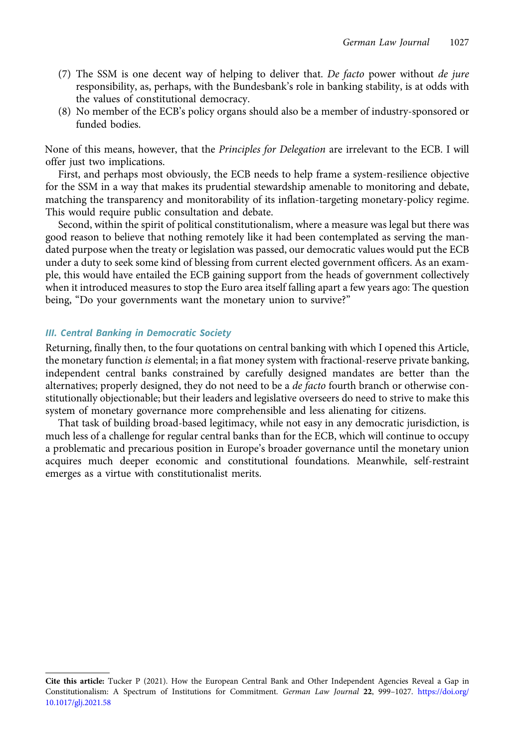(7) The SSM is one decent way of helping to deliver that. *De facto* power without *de jure* responsibility, as, perhaps, with the Bundesbank's role in banking stability, is at odds with the values of constitutional democracy.
(8) No member of the ECB's policy organs should also be a member of industry-sponsored or funded bodies.

None of this means, however, that the *Principles for Delegation* are irrelevant to the ECB. I will offer just two implications.

First, and perhaps most obviously, the ECB needs to help frame a system-resilience objective for the SSM in a way that makes its prudential stewardship amenable to monitoring and debate, matching the transparency and monitorability of its inflation-targeting monetary-policy regime. This would require public consultation and debate.

Second, within the spirit of political constitutionalism, where a measure was legal but there was good reason to believe that nothing remotely like it had been contemplated as serving the mandated purpose when the treaty or legislation was passed, our democratic values would put the ECB under a duty to seek some kind of blessing from current elected government officers. As an example, this would have entailed the ECB gaining support from the heads of government collectively when it introduced measures to stop the Euro area itself falling apart a few years ago: The question being, "Do your governments want the monetary union to survive?"

### III. Central Banking in Democratic Society

Returning, finally then, to the four quotations on central banking with which I opened this Article, the monetary function *is* elemental; in a fiat money system with fractional-reserve private banking, independent central banks constrained by carefully designed mandates are better than the alternatives; properly designed, they do not need to be a *de facto* fourth branch or otherwise constitutionally objectionable; but their leaders and legislative overseers do need to strive to make this system of monetary governance more comprehensible and less alienating for citizens.

That task of building broad-based legitimacy, while not easy in any democratic jurisdiction, is much less of a challenge for regular central banks than for the ECB, which will continue to occupy a problematic and precarious position in Europe's broader governance until the monetary union acquires much deeper economic and constitutional foundations. Meanwhile, self-restraint emerges as a virtue with constitutionalist merits.

**Cite this article:** Tucker P (2021). How the European Central Bank and Other Independent Agencies Reveal a Gap in Constitutionalism: A Spectrum of Institutions for Commitment. *German Law Journal* **22**, 999–1027. https://doi.org/10.1017/glj.2021.58